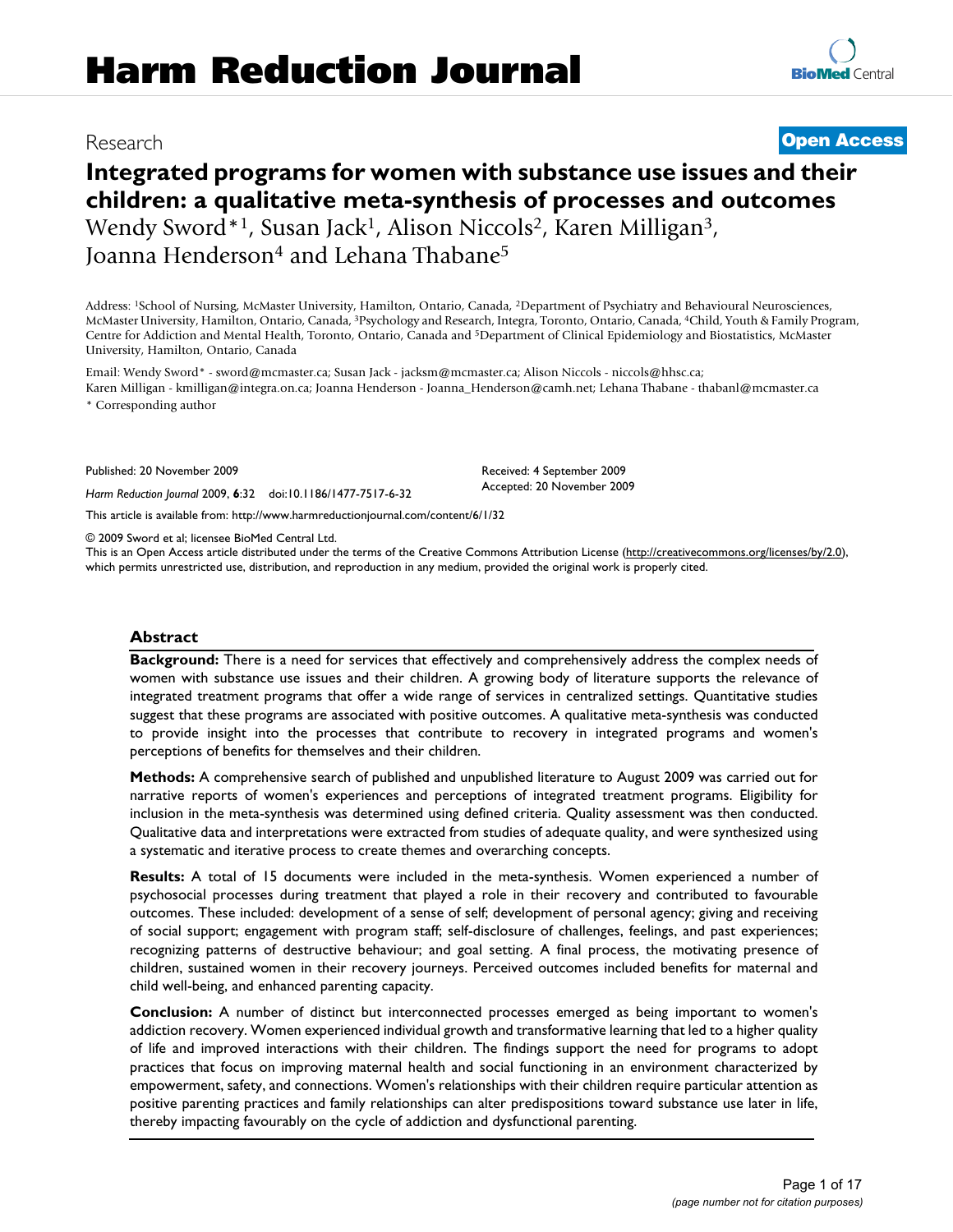# Harm Reduction Journal

Research **Open Access**

# Integrated programs for women with substance use issues and their children: a qualitative meta-synthesis of processes and outcomes

Wendy Sword*[1], Susan Jack[1], Alison Niccols[2], Karen Milligan[3], Joanna Henderson[4] and Lehana Thabane[5]

Address: [1]School of Nursing, McMaster University, Hamilton, Ontario, Canada, [2]Department of Psychiatry and Behavioural Neurosciences, McMaster University, Hamilton, Ontario, Canada, [3]Psychology and Research, Integra, Toronto, Ontario, Canada, [4]Child, Youth & Family Program, Centre for Addiction and Mental Health, Toronto, Ontario, Canada and [5]Department of Clinical Epidemiology and Biostatistics, McMaster University, Hamilton, Ontario, Canada

Email: Wendy Sword* - sword@mcmaster.ca; Susan Jack - jacksm@mcmaster.ca; Alison Niccols - niccols@hhsc.ca; Karen Milligan - kmilligan@integra.on.ca; Joanna Henderson - Joanna_Henderson@camh.net; Lehana Thabane - thabanl@mcmaster.ca

* Corresponding author

Published: 20 November 2009

*Harm Reduction Journal* 2009, **6**:32 doi:10.1186/1477-7517-6-32

Received: 4 September 2009

Accepted: 20 November 2009

This article is available from: http://www.harmreductionjournal.com/content/6/1/32

© 2009 Sword et al; licensee BioMed Central Ltd.

This is an Open Access article distributed under the terms of the Creative Commons Attribution License (http://creativecommons.org/licenses/by/2.0), which permits unrestricted use, distribution, and reproduction in any medium, provided the original work is properly cited.

## Abstract

**Background:** There is a need for services that effectively and comprehensively address the complex needs of women with substance use issues and their children. A growing body of literature supports the relevance of integrated treatment programs that offer a wide range of services in centralized settings. Quantitative studies suggest that these programs are associated with positive outcomes. A qualitative meta-synthesis was conducted to provide insight into the processes that contribute to recovery in integrated programs and women's perceptions of benefits for themselves and their children.

**Methods:** A comprehensive search of published and unpublished literature to August 2009 was carried out for narrative reports of women's experiences and perceptions of integrated treatment programs. Eligibility for inclusion in the meta-synthesis was determined using defined criteria. Quality assessment was then conducted. Qualitative data and interpretations were extracted from studies of adequate quality, and were synthesized using a systematic and iterative process to create themes and overarching concepts.

**Results:** A total of 15 documents were included in the meta-synthesis. Women experienced a number of psychosocial processes during treatment that played a role in their recovery and contributed to favourable outcomes. These included: development of a sense of self; development of personal agency; giving and receiving of social support; engagement with program staff; self-disclosure of challenges, feelings, and past experiences; recognizing patterns of destructive behaviour; and goal setting. A final process, the motivating presence of children, sustained women in their recovery journeys. Perceived outcomes included benefits for maternal and child well-being, and enhanced parenting capacity.

**Conclusion:** A number of distinct but interconnected processes emerged as being important to women's addiction recovery. Women experienced individual growth and transformative learning that led to a higher quality of life and improved interactions with their children. The findings support the need for programs to adopt practices that focus on improving maternal health and social functioning in an environment characterized by empowerment, safety, and connections. Women's relationships with their children require particular attention as positive parenting practices and family relationships can alter predispositions toward substance use later in life, thereby impacting favourably on the cycle of addiction and dysfunctional parenting.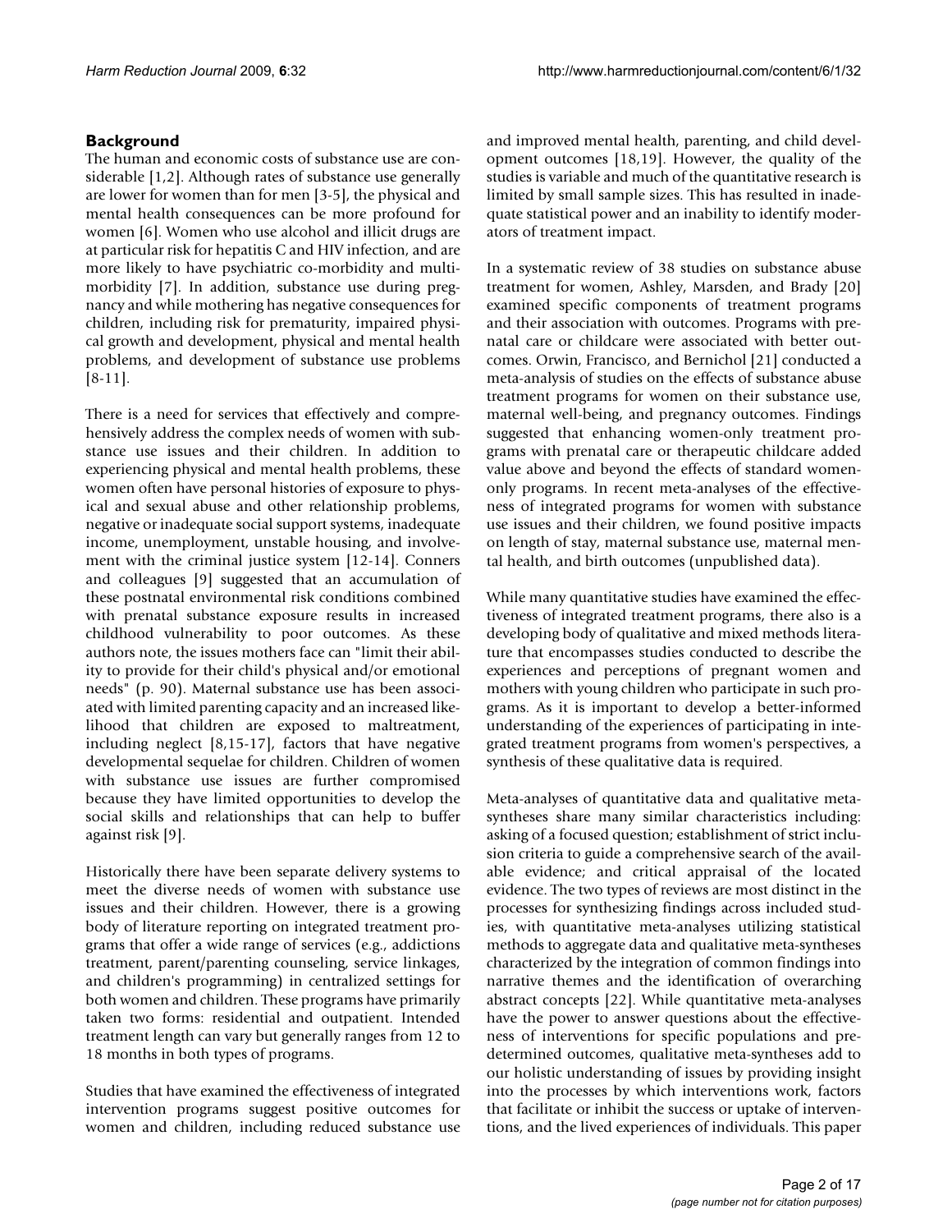## Background

The human and economic costs of substance use are considerable [1,2]. Although rates of substance use generally are lower for women than for men [3-5], the physical and mental health consequences can be more profound for women [6]. Women who use alcohol and illicit drugs are at particular risk for hepatitis C and HIV infection, and are more likely to have psychiatric co-morbidity and multimorbidity [7]. In addition, substance use during pregnancy and while mothering has negative consequences for children, including risk for prematurity, impaired physical growth and development, physical and mental health problems, and development of substance use problems [8-11].

There is a need for services that effectively and comprehensively address the complex needs of women with substance use issues and their children. In addition to experiencing physical and mental health problems, these women often have personal histories of exposure to physical and sexual abuse and other relationship problems, negative or inadequate social support systems, inadequate income, unemployment, unstable housing, and involvement with the criminal justice system [12-14]. Conners and colleagues [9] suggested that an accumulation of these postnatal environmental risk conditions combined with prenatal substance exposure results in increased childhood vulnerability to poor outcomes. As these authors note, the issues mothers face can "limit their ability to provide for their child's physical and/or emotional needs" (p. 90). Maternal substance use has been associated with limited parenting capacity and an increased likelihood that children are exposed to maltreatment, including neglect [8,15-17], factors that have negative developmental sequelae for children. Children of women with substance use issues are further compromised because they have limited opportunities to develop the social skills and relationships that can help to buffer against risk [9].

Historically there have been separate delivery systems to meet the diverse needs of women with substance use issues and their children. However, there is a growing body of literature reporting on integrated treatment programs that offer a wide range of services (e.g., addictions treatment, parent/parenting counseling, service linkages, and children's programming) in centralized settings for both women and children. These programs have primarily taken two forms: residential and outpatient. Intended treatment length can vary but generally ranges from 12 to 18 months in both types of programs.

Studies that have examined the effectiveness of integrated intervention programs suggest positive outcomes for women and children, including reduced substance use and improved mental health, parenting, and child development outcomes [18,19]. However, the quality of the studies is variable and much of the quantitative research is limited by small sample sizes. This has resulted in inadequate statistical power and an inability to identify moderators of treatment impact.

In a systematic review of 38 studies on substance abuse treatment for women, Ashley, Marsden, and Brady [20] examined specific components of treatment programs and their association with outcomes. Programs with prenatal care or childcare were associated with better outcomes. Orwin, Francisco, and Bernichol [21] conducted a meta-analysis of studies on the effects of substance abuse treatment programs for women on their substance use, maternal well-being, and pregnancy outcomes. Findings suggested that enhancing women-only treatment programs with prenatal care or therapeutic childcare added value above and beyond the effects of standard women-only programs. In recent meta-analyses of the effectiveness of integrated programs for women with substance use issues and their children, we found positive impacts on length of stay, maternal substance use, maternal mental health, and birth outcomes (unpublished data).

While many quantitative studies have examined the effectiveness of integrated treatment programs, there also is a developing body of qualitative and mixed methods literature that encompasses studies conducted to describe the experiences and perceptions of pregnant women and mothers with young children who participate in such programs. As it is important to develop a better-informed understanding of the experiences of participating in integrated treatment programs from women's perspectives, a synthesis of these qualitative data is required.

Meta-analyses of quantitative data and qualitative meta-syntheses share many similar characteristics including: asking of a focused question; establishment of strict inclusion criteria to guide a comprehensive search of the available evidence; and critical appraisal of the located evidence. The two types of reviews are most distinct in the processes for synthesizing findings across included studies, with quantitative meta-analyses utilizing statistical methods to aggregate data and qualitative meta-syntheses characterized by the integration of common findings into narrative themes and the identification of overarching abstract concepts [22]. While quantitative meta-analyses have the power to answer questions about the effectiveness of interventions for specific populations and predetermined outcomes, qualitative meta-syntheses add to our holistic understanding of issues by providing insight into the processes by which interventions work, factors that facilitate or inhibit the success or uptake of interventions, and the lived experiences of individuals. This paper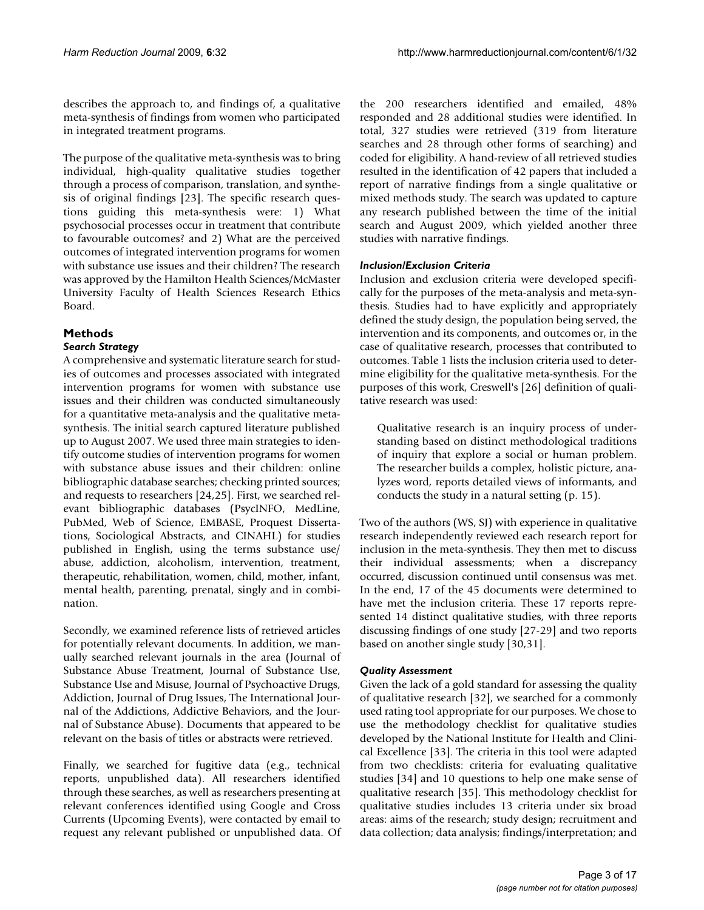describes the approach to, and findings of, a qualitative meta-synthesis of findings from women who participated in integrated treatment programs.

The purpose of the qualitative meta-synthesis was to bring individual, high-quality qualitative studies together through a process of comparison, translation, and synthesis of original findings [23]. The specific research questions guiding this meta-synthesis were: 1) What psychosocial processes occur in treatment that contribute to favourable outcomes? and 2) What are the perceived outcomes of integrated intervention programs for women with substance use issues and their children? The research was approved by the Hamilton Health Sciences/McMaster University Faculty of Health Sciences Research Ethics Board.

## Methods

### Search Strategy

A comprehensive and systematic literature search for studies of outcomes and processes associated with integrated intervention programs for women with substance use issues and their children was conducted simultaneously for a quantitative meta-analysis and the qualitative meta-synthesis. The initial search captured literature published up to August 2007. We used three main strategies to identify outcome studies of intervention programs for women with substance abuse issues and their children: online bibliographic database searches; checking printed sources; and requests to researchers [24,25]. First, we searched relevant bibliographic databases (PsycINFO, MedLine, PubMed, Web of Science, EMBASE, Proquest Dissertations, Sociological Abstracts, and CINAHL) for studies published in English, using the terms substance use/abuse, addiction, alcoholism, intervention, treatment, therapeutic, rehabilitation, women, child, mother, infant, mental health, parenting, prenatal, singly and in combination.

Secondly, we examined reference lists of retrieved articles for potentially relevant documents. In addition, we manually searched relevant journals in the area (Journal of Substance Abuse Treatment, Journal of Substance Use, Substance Use and Misuse, Journal of Psychoactive Drugs, Addiction, Journal of Drug Issues, The International Journal of the Addictions, Addictive Behaviors, and the Journal of Substance Abuse). Documents that appeared to be relevant on the basis of titles or abstracts were retrieved.

Finally, we searched for fugitive data (e.g., technical reports, unpublished data). All researchers identified through these searches, as well as researchers presenting at relevant conferences identified using Google and Cross Currents (Upcoming Events), were contacted by email to request any relevant published or unpublished data. Of the 200 researchers identified and emailed, 48% responded and 28 additional studies were identified. In total, 327 studies were retrieved (319 from literature searches and 28 through other forms of searching) and coded for eligibility. A hand-review of all retrieved studies resulted in the identification of 42 papers that included a report of narrative findings from a single qualitative or mixed methods study. The search was updated to capture any research published between the time of the initial search and August 2009, which yielded another three studies with narrative findings.

### Inclusion/Exclusion Criteria

Inclusion and exclusion criteria were developed specifically for the purposes of the meta-analysis and meta-synthesis. Studies had to have explicitly and appropriately defined the study design, the population being served, the intervention and its components, and outcomes or, in the case of qualitative research, processes that contributed to outcomes. Table 1 lists the inclusion criteria used to determine eligibility for the qualitative meta-synthesis. For the purposes of this work, Creswell's [26] definition of qualitative research was used:

> Qualitative research is an inquiry process of understanding based on distinct methodological traditions of inquiry that explore a social or human problem. The researcher builds a complex, holistic picture, analyzes word, reports detailed views of informants, and conducts the study in a natural setting (p. 15).

Two of the authors (WS, SJ) with experience in qualitative research independently reviewed each research report for inclusion in the meta-synthesis. They then met to discuss their individual assessments; when a discrepancy occurred, discussion continued until consensus was met. In the end, 17 of the 45 documents were determined to have met the inclusion criteria. These 17 reports represented 14 distinct qualitative studies, with three reports discussing findings of one study [27-29] and two reports based on another single study [30,31].

### Quality Assessment

Given the lack of a gold standard for assessing the quality of qualitative research [32], we searched for a commonly used rating tool appropriate for our purposes. We chose to use the methodology checklist for qualitative studies developed by the National Institute for Health and Clinical Excellence [33]. The criteria in this tool were adapted from two checklists: criteria for evaluating qualitative studies [34] and 10 questions to help one make sense of qualitative research [35]. This methodology checklist for qualitative studies includes 13 criteria under six broad areas: aims of the research; study design; recruitment and data collection; data analysis; findings/interpretation; and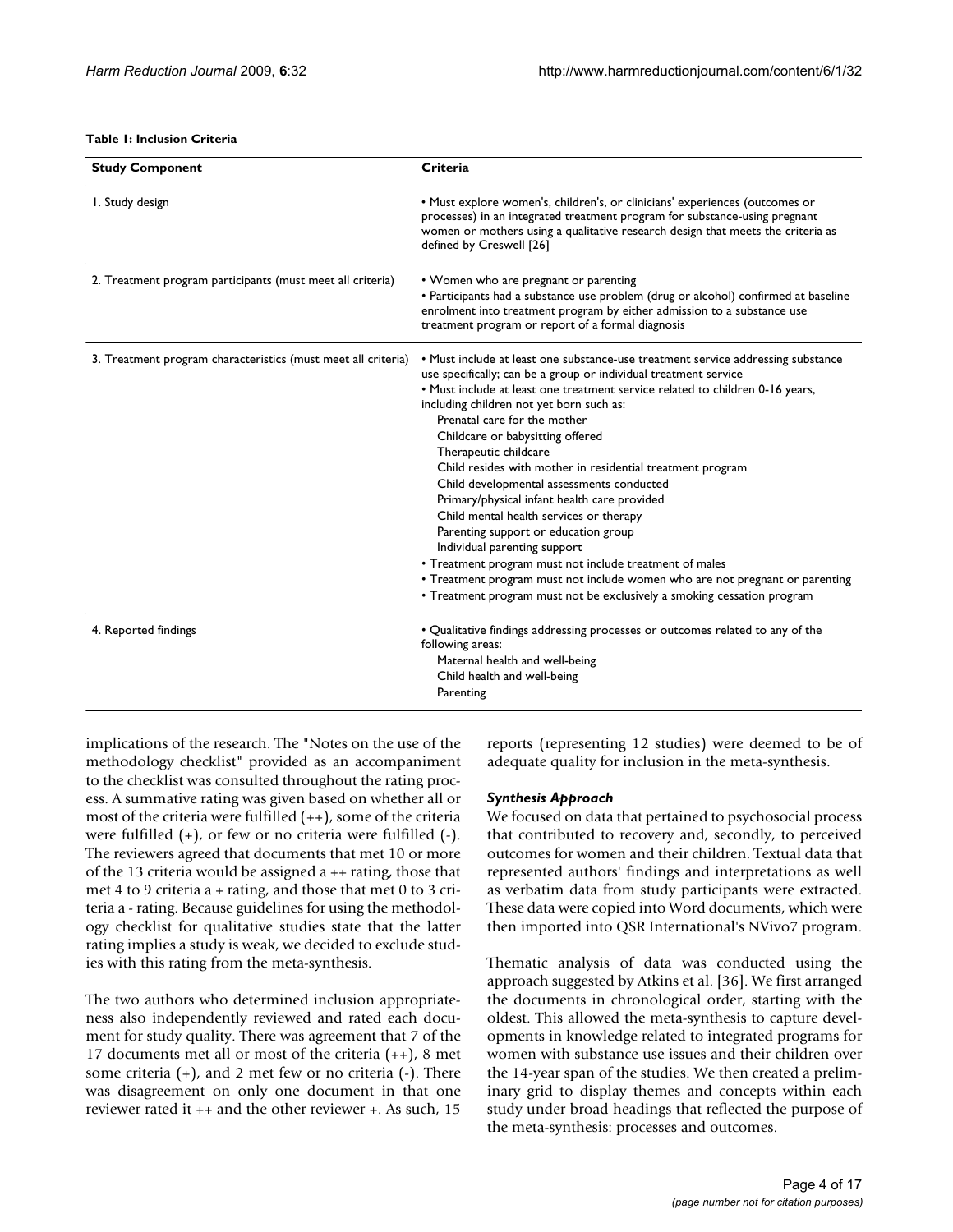**Table 1: Inclusion Criteria**

| Study Component | Criteria |
| --- | --- |
| 1. Study design | • Must explore women's, children's, or clinicians' experiences (outcomes or processes) in an integrated treatment program for substance-using pregnant women or mothers using a qualitative research design that meets the criteria as defined by Creswell [26] |
| 2. Treatment program participants (must meet all criteria) | • Women who are pregnant or parenting<br>• Participants had a substance use problem (drug or alcohol) confirmed at baseline enrolment into treatment program by either admission to a substance use treatment program or report of a formal diagnosis |
| 3. Treatment program characteristics (must meet all criteria) | • Must include at least one substance-use treatment service addressing substance use specifically; can be a group or individual treatment service<br>• Must include at least one treatment service related to children 0-16 years, including children not yet born such as:<br>Prenatal care for the mother<br>Childcare or babysitting offered<br>Therapeutic childcare<br>Child resides with mother in residential treatment program<br>Child developmental assessments conducted<br>Primary/physical infant health care provided<br>Child mental health services or therapy<br>Parenting support or education group<br>Individual parenting support<br>• Treatment program must not include treatment of males<br>• Treatment program must not include women who are not pregnant or parenting<br>• Treatment program must not be exclusively a smoking cessation program |
| 4. Reported findings | • Qualitative findings addressing processes or outcomes related to any of the following areas:<br>Maternal health and well-being<br>Child health and well-being<br>Parenting |

implications of the research. The "Notes on the use of the methodology checklist" provided as an accompaniment to the checklist was consulted throughout the rating process. A summative rating was given based on whether all or most of the criteria were fulfilled (++), some of the criteria were fulfilled (+), or few or no criteria were fulfilled (-). The reviewers agreed that documents that met 10 or more of the 13 criteria would be assigned a ++ rating, those that met 4 to 9 criteria a + rating, and those that met 0 to 3 criteria a - rating. Because guidelines for using the methodology checklist for qualitative studies state that the latter rating implies a study is weak, we decided to exclude studies with this rating from the meta-synthesis.

The two authors who determined inclusion appropriateness also independently reviewed and rated each document for study quality. There was agreement that 7 of the 17 documents met all or most of the criteria (++), 8 met some criteria (+), and 2 met few or no criteria (-). There was disagreement on only one document in that one reviewer rated it ++ and the other reviewer +. As such, 15 reports (representing 12 studies) were deemed to be of adequate quality for inclusion in the meta-synthesis.

### *Synthesis Approach*

We focused on data that pertained to psychosocial process that contributed to recovery and, secondly, to perceived outcomes for women and their children. Textual data that represented authors' findings and interpretations as well as verbatim data from study participants were extracted. These data were copied into Word documents, which were then imported into QSR International's NVivo7 program.

Thematic analysis of data was conducted using the approach suggested by Atkins et al. [36]. We first arranged the documents in chronological order, starting with the oldest. This allowed the meta-synthesis to capture developments in knowledge related to integrated programs for women with substance use issues and their children over the 14-year span of the studies. We then created a preliminary grid to display themes and concepts within each study under broad headings that reflected the purpose of the meta-synthesis: processes and outcomes.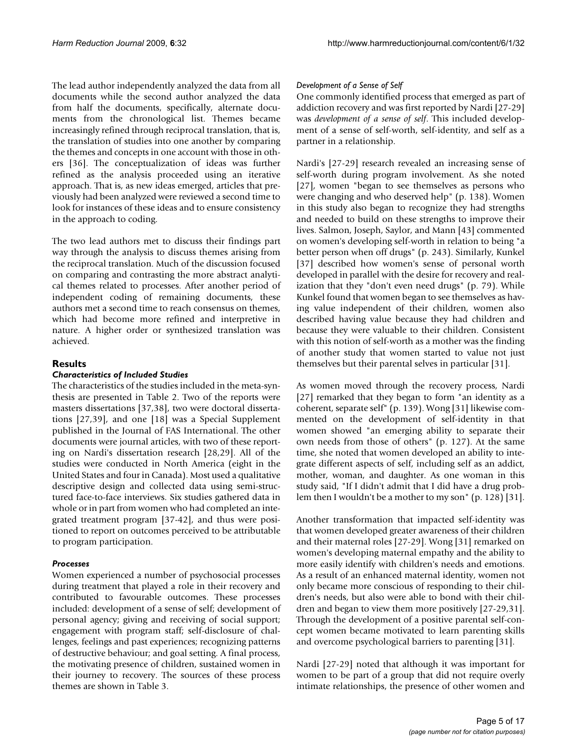The lead author independently analyzed the data from all documents while the second author analyzed the data from half the documents, specifically, alternate documents from the chronological list. Themes became increasingly refined through reciprocal translation, that is, the translation of studies into one another by comparing the themes and concepts in one account with those in others [36]. The conceptualization of ideas was further refined as the analysis proceeded using an iterative approach. That is, as new ideas emerged, articles that previously had been analyzed were reviewed a second time to look for instances of these ideas and to ensure consistency in the approach to coding.

The two lead authors met to discuss their findings part way through the analysis to discuss themes arising from the reciprocal translation. Much of the discussion focused on comparing and contrasting the more abstract analytical themes related to processes. After another period of independent coding of remaining documents, these authors met a second time to reach consensus on themes, which had become more refined and interpretive in nature. A higher order or synthesized translation was achieved.

## Results

### *Characteristics of Included Studies*

The characteristics of the studies included in the meta-synthesis are presented in Table 2. Two of the reports were masters dissertations [37,38], two were doctoral dissertations [27,39], and one [18] was a Special Supplement published in the Journal of FAS International. The other documents were journal articles, with two of these reporting on Nardi's dissertation research [28,29]. All of the studies were conducted in North America (eight in the United States and four in Canada). Most used a qualitative descriptive design and collected data using semi-structured face-to-face interviews. Six studies gathered data in whole or in part from women who had completed an integrated treatment program [37-42], and thus were positioned to report on outcomes perceived to be attributable to program participation.

### *Processes*

Women experienced a number of psychosocial processes during treatment that played a role in their recovery and contributed to favourable outcomes. These processes included: development of a sense of self; development of personal agency; giving and receiving of social support; engagement with program staff; self-disclosure of challenges, feelings and past experiences; recognizing patterns of destructive behaviour; and goal setting. A final process, the motivating presence of children, sustained women in their journey to recovery. The sources of these process themes are shown in Table 3.

#### *Development of a Sense of Self*

One commonly identified process that emerged as part of addiction recovery and was first reported by Nardi [27-29] was *development of a sense of self*. This included development of a sense of self-worth, self-identity, and self as a partner in a relationship.

Nardi's [27-29] research revealed an increasing sense of self-worth during program involvement. As she noted [27], women "began to see themselves as persons who were changing and who deserved help" (p. 138). Women in this study also began to recognize they had strengths and needed to build on these strengths to improve their lives. Salmon, Joseph, Saylor, and Mann [43] commented on women's developing self-worth in relation to being "a better person when off drugs" (p. 243). Similarly, Kunkel [37] described how women's sense of personal worth developed in parallel with the desire for recovery and realization that they "don't even need drugs" (p. 79). While Kunkel found that women began to see themselves as having value independent of their children, women also described having value because they had children and because they were valuable to their children. Consistent with this notion of self-worth as a mother was the finding of another study that women started to value not just themselves but their parental selves in particular [31].

As women moved through the recovery process, Nardi [27] remarked that they began to form "an identity as a coherent, separate self" (p. 139). Wong [31] likewise commented on the development of self-identity in that women showed "an emerging ability to separate their own needs from those of others" (p. 127). At the same time, she noted that women developed an ability to integrate different aspects of self, including self as an addict, mother, woman, and daughter. As one woman in this study said, "If I didn't admit that I did have a drug problem then I wouldn't be a mother to my son" (p. 128) [31].

Another transformation that impacted self-identity was that women developed greater awareness of their children and their maternal roles [27-29]. Wong [31] remarked on women's developing maternal empathy and the ability to more easily identify with children's needs and emotions. As a result of an enhanced maternal identity, women not only became more conscious of responding to their children's needs, but also were able to bond with their children and began to view them more positively [27-29,31]. Through the development of a positive parental self-concept women became motivated to learn parenting skills and overcome psychological barriers to parenting [31].

Nardi [27-29] noted that although it was important for women to be part of a group that did not require overly intimate relationships, the presence of other women and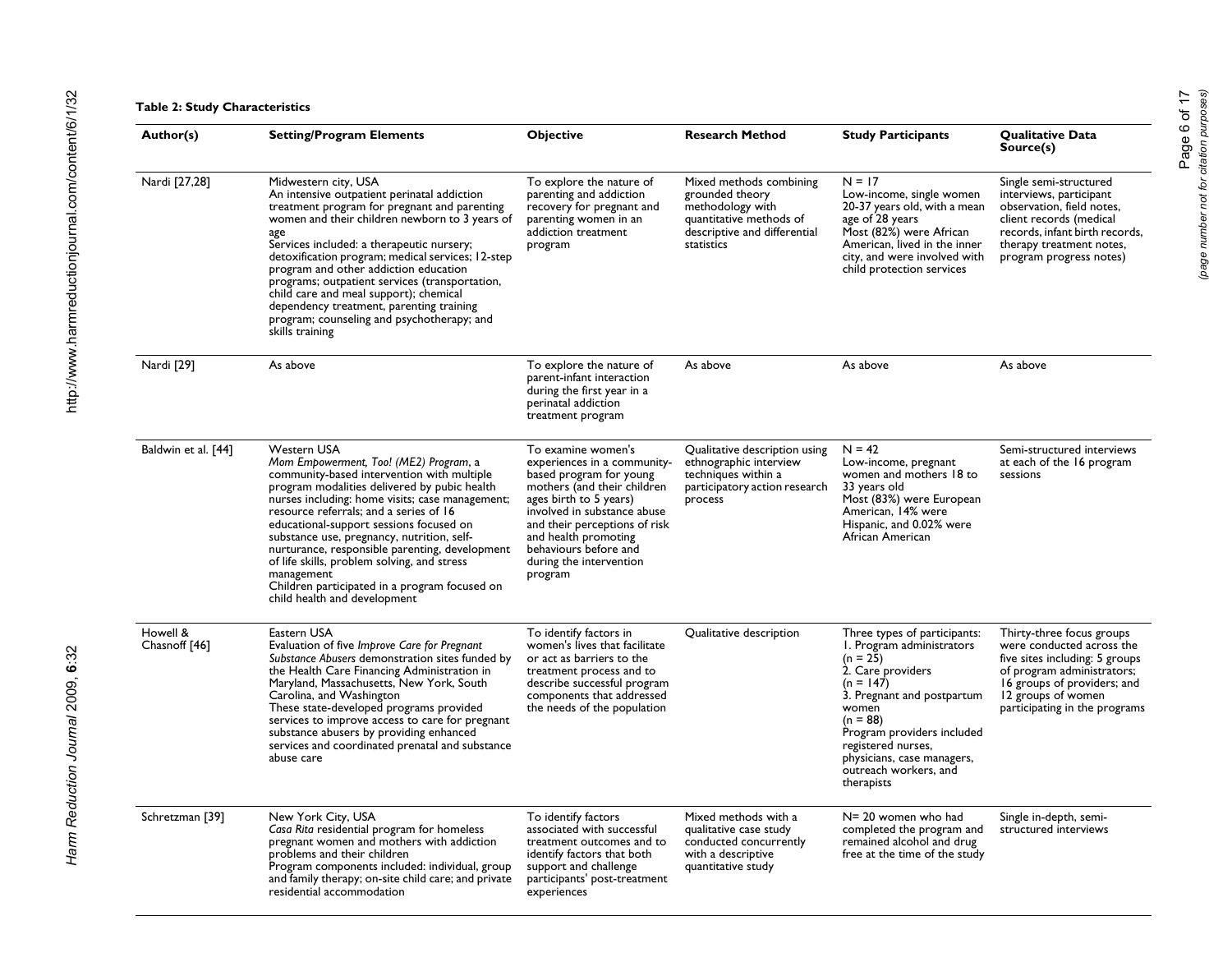**Table 2: Study Characteristics**

| Author(s) | Setting/Program Elements | Objective | Research Method | Study Participants | Qualitative Data Source(s) |
|---|---|---|---|---|---|
| Nardi [27,28] | Midwestern city, USA<br>An intensive outpatient perinatal addiction treatment program for pregnant and parenting women and their children newborn to 3 years of age<br>Services included: a therapeutic nursery; detoxification program; medical services; 12-step program and other addiction education programs; outpatient services (transportation, child care and meal support); chemical dependency treatment, parenting training program; counseling and psychotherapy; and skills training | To explore the nature of parenting and addiction recovery for pregnant and parenting women in an addiction treatment program | Mixed methods combining grounded theory methodology with quantitative methods of descriptive and differential statistics | N = 17<br>Low-income, single women 20-37 years old, with a mean age of 28 years<br>Most (82%) were African American, lived in the inner city, and were involved with child protection services | Single semi-structured interviews, participant observation, field notes, client records (medical records, infant birth records, therapy treatment notes, program progress notes) |
| Nardi [29] | As above | To explore the nature of parent-infant interaction during the first year in a perinatal addiction treatment program | As above | As above | As above |
| Baldwin et al. [44] | Western USA<br>*Mom Empowerment, Too! (ME2) Program*, a community-based intervention with multiple program modalities delivered by pubic health nurses including: home visits; case management; resource referrals; and a series of 16 educational-support sessions focused on substance use, pregnancy, nutrition, self-nurturance, responsible parenting, development of life skills, problem solving, and stress management<br>Children participated in a program focused on child health and development | To examine women's experiences in a community-based program for young mothers (and their children ages birth to 5 years) involved in substance abuse and their perceptions of risk and health promoting behaviours before and during the intervention program | Qualitative description using ethnographic interview techniques within a participatory action research process | N = 42<br>Low-income, pregnant women and mothers 18 to 33 years old<br>Most (83%) were European American, 14% were Hispanic, and 0.02% were African American | Semi-structured interviews at each of the 16 program sessions |
| Howell & Chasnoff [46] | Eastern USA<br>Evaluation of five *Improve Care for Pregnant Substance Abusers* demonstration sites funded by the Health Care Financing Administration in Maryland, Massachusetts, New York, South Carolina, and Washington<br>These state-developed programs provided services to improve access to care for pregnant substance abusers by providing enhanced services and coordinated prenatal and substance abuse care | To identify factors in women's lives that facilitate or act as barriers to the treatment process and to describe successful program components that addressed the needs of the population | Qualitative description | Three types of participants:<br>1. Program administrators (n = 25)<br>2. Care providers (n = 147)<br>3. Pregnant and postpartum women (n = 88)<br>Program providers included registered nurses, physicians, case managers, outreach workers, and therapists | Thirty-three focus groups were conducted across the five sites including: 5 groups of program administrators; 16 groups of providers; and 12 groups of women participating in the programs |
| Schretzman [39] | New York City, USA<br>*Casa Rita* residential program for homeless pregnant women and mothers with addiction problems and their children<br>Program components included: individual, group and family therapy; on-site child care; and private residential accommodation | To identify factors associated with successful treatment outcomes and to identify factors that both support and challenge participants' post-treatment experiences | Mixed methods with a qualitative case study conducted concurrently with a descriptive quantitative study | N= 20 women who had completed the program and remained alcohol and drug free at the time of the study | Single in-depth, semi-structured interviews |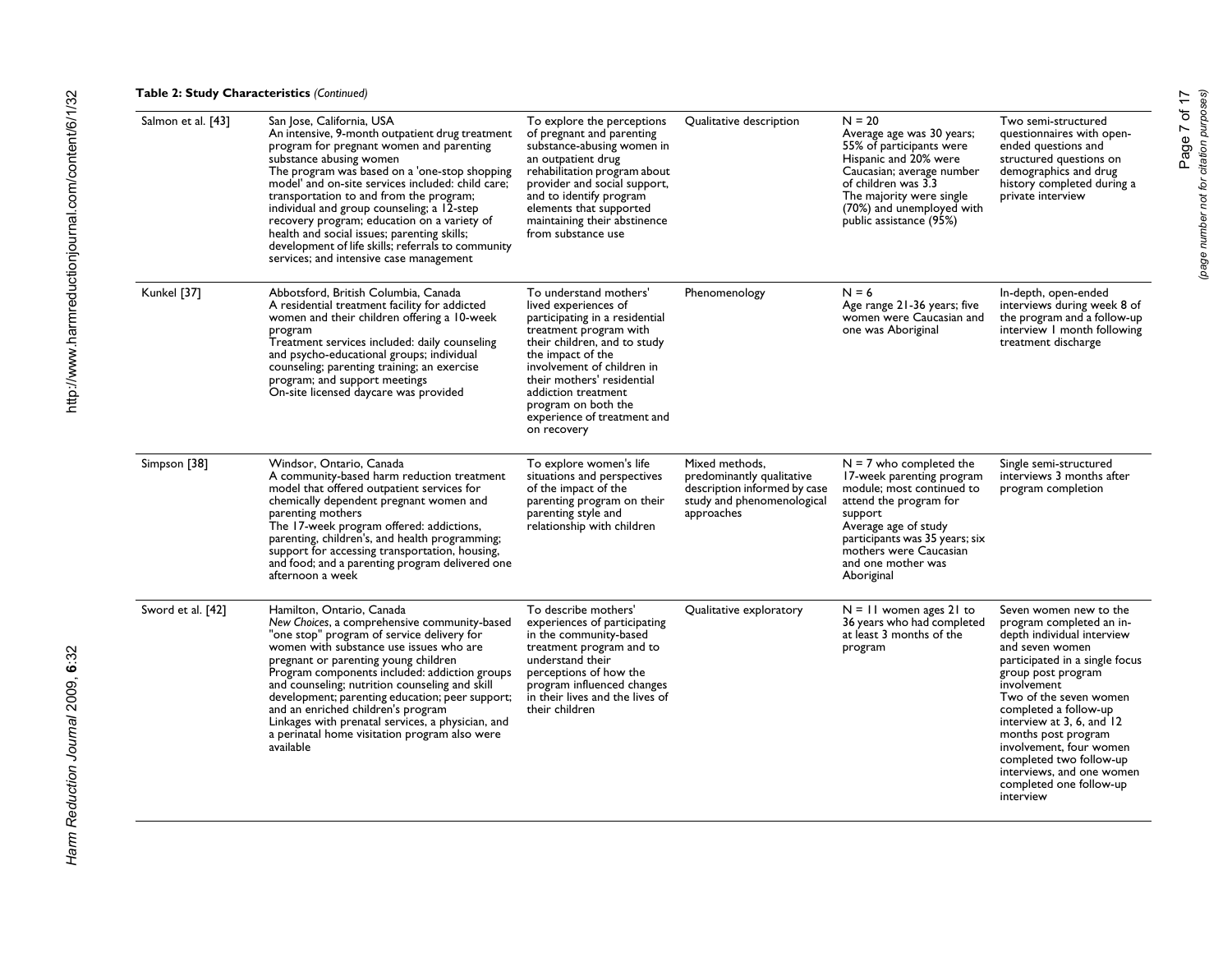**Table 2: Study Characteristics** *(Continued)*

| | | | | | |
|---|---|---|---|---|---|
| Salmon et al. [43] | San Jose, California, USA<br>An intensive, 9-month outpatient drug treatment program for pregnant women and parenting substance abusing women<br>The program was based on a 'one-stop shopping model' and on-site services included: child care; transportation to and from the program; individual and group counseling; a 12-step recovery program; education on a variety of health and social issues; parenting skills; development of life skills; referrals to community services; and intensive case management | To explore the perceptions of pregnant and parenting substance-abusing women in an outpatient drug rehabilitation program about provider and social support, and to identify program elements that supported maintaining their abstinence from substance use | Qualitative description | N = 20<br>Average age was 30 years; 55% of participants were Hispanic and 20% were Caucasian; average number of children was 3.3<br>The majority were single (70%) and unemployed with public assistance (95%) | Two semi-structured questionnaires with open-ended questions and structured questions on demographics and drug history completed during a private interview |
| Kunkel [37] | Abbotsford, British Columbia, Canada<br>A residential treatment facility for addicted women and their children offering a 10-week program<br>Treatment services included: daily counseling and psycho-educational groups; individual counseling; parenting training; an exercise program; and support meetings<br>On-site licensed daycare was provided | To understand mothers' lived experiences of participating in a residential treatment program with their children, and to study the impact of the involvement of children in their mothers' residential addiction treatment program on both the experience of treatment and on recovery | Phenomenology | N = 6<br>Age range 21-36 years; five women were Caucasian and one was Aboriginal | In-depth, open-ended interviews during week 8 of the program and a follow-up interview 1 month following treatment discharge |
| Simpson [38] | Windsor, Ontario, Canada<br>A community-based harm reduction treatment model that offered outpatient services for chemically dependent pregnant women and parenting mothers<br>The 17-week program offered: addictions, parenting, children's, and health programming; support for accessing transportation, housing, and food; and a parenting program delivered one afternoon a week | To explore women's life situations and perspectives of the impact of the parenting program on their parenting style and relationship with children | Mixed methods, predominantly qualitative description informed by case study and phenomenological approaches | N = 7 who completed the 17-week parenting program module; most continued to attend the program for support<br>Average age of study participants was 35 years; six mothers were Caucasian and one mother was Aboriginal | Single semi-structured interviews 3 months after program completion |
| Sword et al. [42] | Hamilton, Ontario, Canada<br>*New Choices*, a comprehensive community-based "one stop" program of service delivery for women with substance use issues who are pregnant or parenting young children<br>Program components included: addiction groups and counseling; nutrition counseling and skill development; parenting education; peer support; and an enriched children's program<br>Linkages with prenatal services, a physician, and a perinatal home visitation program also were available | To describe mothers' experiences of participating in the community-based treatment program and to understand their perceptions of how the program influenced changes in their lives and the lives of their children | Qualitative exploratory | N = 11 women ages 21 to 36 years who had completed at least 3 months of the program | Seven women new to the program completed an in-depth individual interview and seven women participated in a single focus group post program involvement<br>Two of the seven women completed a follow-up interview at 3, 6, and 12 months post program involvement, four women completed two follow-up interviews, and one women completed one follow-up interview |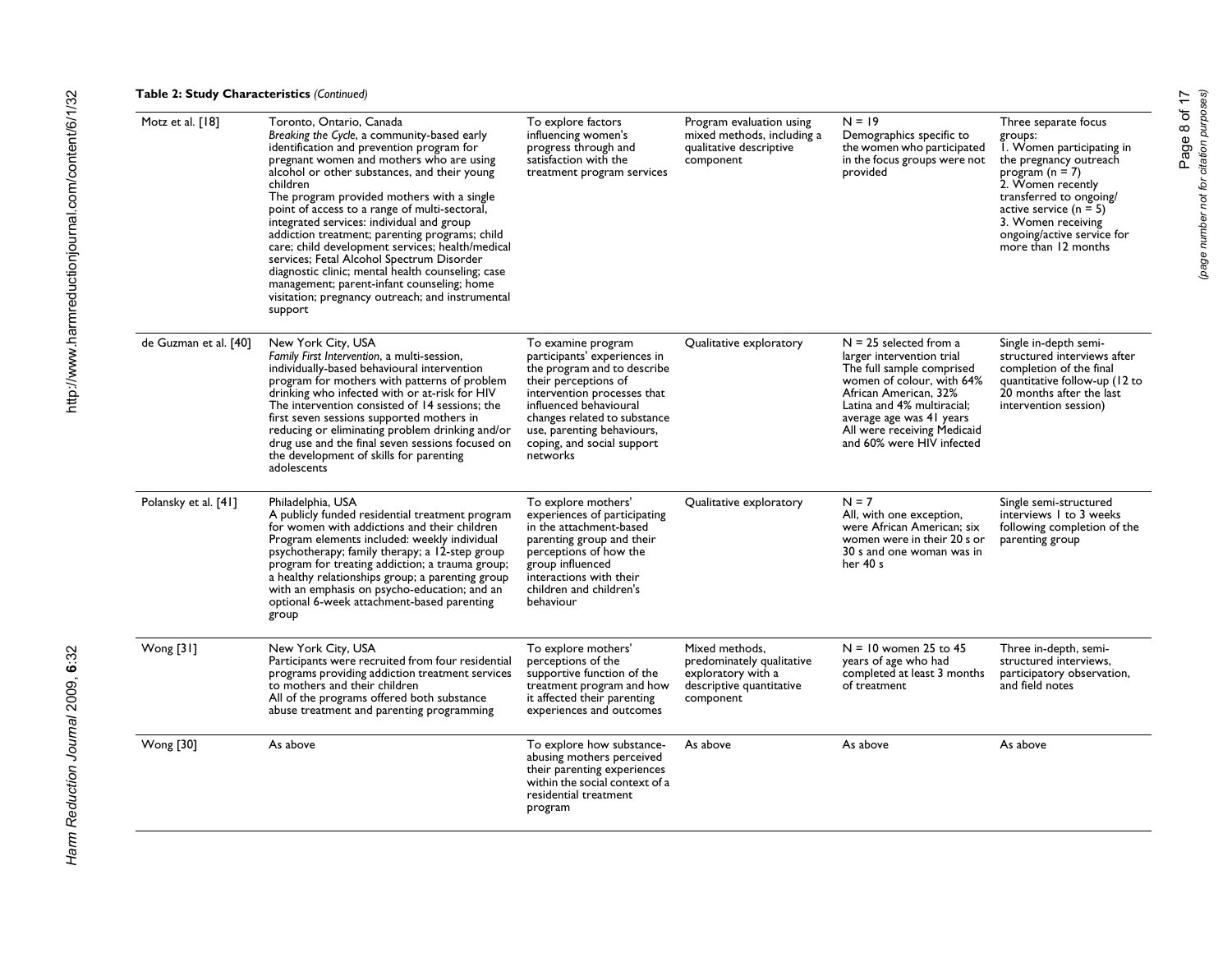**Table 2: Study Characteristics** *(Continued)*

| | | | | | |
|---|---|---|---|---|---|
| Motz et al. [18] | Toronto, Ontario, Canada<br>*Breaking the Cycle*, a community-based early identification and prevention program for pregnant women and mothers who are using alcohol or other substances, and their young children<br>The program provided mothers with a single point of access to a range of multi-sectoral, integrated services: individual and group addiction treatment; parenting programs; child care; child development services; health/medical services; Fetal Alcohol Spectrum Disorder diagnostic clinic; mental health counseling; case management; parent-infant counseling; home visitation; pregnancy outreach; and instrumental support | To explore factors influencing women's progress through and satisfaction with the treatment program services | Program evaluation using mixed methods, including a qualitative descriptive component | N = 19<br>Demographics specific to the women who participated in the focus groups were not provided | Three separate focus groups:<br>1. Women participating in the pregnancy outreach program (n = 7)<br>2. Women recently transferred to ongoing/ active service (n = 5)<br>3. Women receiving ongoing/active service for more than 12 months |
| de Guzman et al. [40] | New York City, USA<br>*Family First Intervention*, a multi-session, individually-based behavioural intervention program for mothers with patterns of problem drinking who infected with or at-risk for HIV<br>The intervention consisted of 14 sessions; the first seven sessions supported mothers in reducing or eliminating problem drinking and/or drug use and the final seven sessions focused on the development of skills for parenting adolescents | To examine program participants' experiences in the program and to describe their perceptions of intervention processes that influenced behavioural changes related to substance use, parenting behaviours, coping, and social support networks | Qualitative exploratory | N = 25 selected from a larger intervention trial<br>The full sample comprised women of colour, with 64% African American, 32% Latina and 4% multiracial; average age was 41 years<br>All were receiving Medicaid and 60% were HIV infected | Single in-depth semi-structured interviews after completion of the final quantitative follow-up (12 to 20 months after the last intervention session) |
| Polansky et al. [41] | Philadelphia, USA<br>A publicly funded residential treatment program for women with addictions and their children<br>Program elements included: weekly individual psychotherapy; family therapy; a 12-step group program for treating addiction; a trauma group; a healthy relationships group; a parenting group with an emphasis on psycho-education; and an optional 6-week attachment-based parenting group | To explore mothers' experiences of participating in the attachment-based parenting group and their perceptions of how the group influenced interactions with their children and children's behaviour | Qualitative exploratory | N = 7<br>All, with one exception, were African American; six women were in their 20 s or 30 s and one woman was in her 40 s | Single semi-structured interviews 1 to 3 weeks following completion of the parenting group |
| Wong [31] | New York City, USA<br>Participants were recruited from four residential programs providing addiction treatment services to mothers and their children<br>All of the programs offered both substance abuse treatment and parenting programming | To explore mothers' perceptions of the supportive function of the treatment program and how it affected their parenting experiences and outcomes | Mixed methods, predominately qualitative exploratory with a descriptive quantitative component | N = 10 women 25 to 45 years of age who had completed at least 3 months of treatment | Three in-depth, semi-structured interviews, participatory observation, and field notes |
| Wong [30] | As above | To explore how substance-abusing mothers perceived their parenting experiences within the social context of a residential treatment program | As above | As above | As above |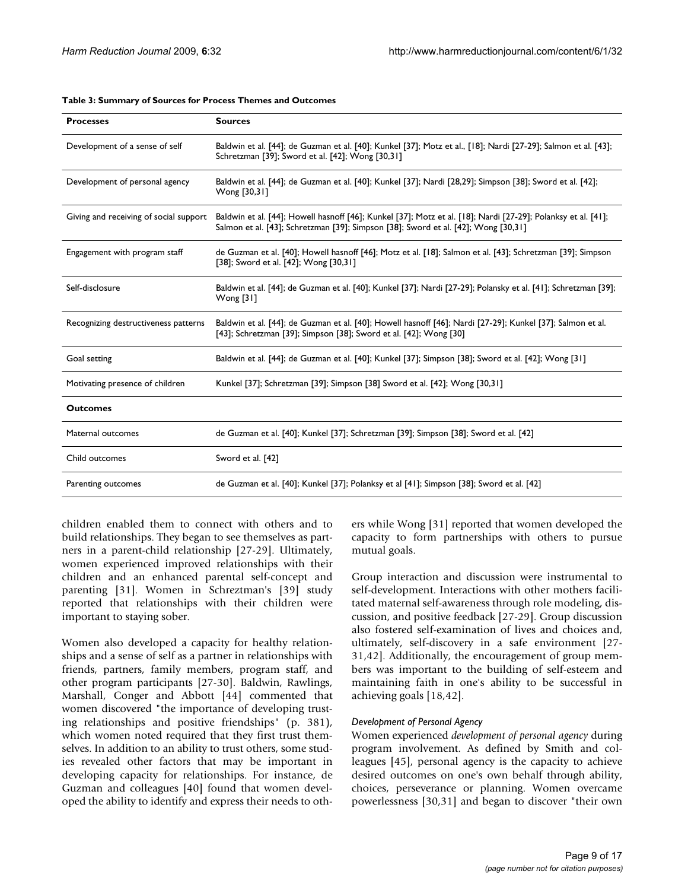**Table 3: Summary of Sources for Process Themes and Outcomes**

| Processes | Sources |
|---|---|
| Development of a sense of self | Baldwin et al. [44]; de Guzman et al. [40]; Kunkel [37]; Motz et al., [18]; Nardi [27-29]; Salmon et al. [43]; Schretzman [39]; Sword et al. [42]; Wong [30,31] |
| Development of personal agency | Baldwin et al. [44]; de Guzman et al. [40]; Kunkel [37]; Nardi [28,29]; Simpson [38]; Sword et al. [42]; Wong [30,31] |
| Giving and receiving of social support | Baldwin et al. [44]; Howell hasnoff [46]; Kunkel [37]; Motz et al. [18]; Nardi [27-29]; Polanksy et al. [41]; Salmon et al. [43]; Schretzman [39]; Simpson [38]; Sword et al. [42]; Wong [30,31] |
| Engagement with program staff | de Guzman et al. [40]; Howell hasnoff [46]; Motz et al. [18]; Salmon et al. [43]; Schretzman [39]; Simpson [38]; Sword et al. [42]; Wong [30,31] |
| Self-disclosure | Baldwin et al. [44]; de Guzman et al. [40]; Kunkel [37]; Nardi [27-29]; Polansky et al. [41]; Schretzman [39]; Wong [31] |
| Recognizing destructiveness patterns | Baldwin et al. [44]; de Guzman et al. [40]; Howell hasnoff [46]; Nardi [27-29]; Kunkel [37]; Salmon et al. [43]; Schretzman [39]; Simpson [38]; Sword et al. [42]; Wong [30] |
| Goal setting | Baldwin et al. [44]; de Guzman et al. [40]; Kunkel [37]; Simpson [38]; Sword et al. [42]; Wong [31] |
| Motivating presence of children | Kunkel [37]; Schretzman [39]; Simpson [38] Sword et al. [42]; Wong [30,31] |
| **Outcomes** | |
| Maternal outcomes | de Guzman et al. [40]; Kunkel [37]; Schretzman [39]; Simpson [38]; Sword et al. [42] |
| Child outcomes | Sword et al. [42] |
| Parenting outcomes | de Guzman et al. [40]; Kunkel [37]; Polanksy et al [41]; Simpson [38]; Sword et al. [42] |

children enabled them to connect with others and to build relationships. They began to see themselves as partners in a parent-child relationship [27-29]. Ultimately, women experienced improved relationships with their children and an enhanced parental self-concept and parenting [31]. Women in Schreztman's [39] study reported that relationships with their children were important to staying sober.

Women also developed a capacity for healthy relationships and a sense of self as a partner in relationships with friends, partners, family members, program staff, and other program participants [27-30]. Baldwin, Rawlings, Marshall, Conger and Abbott [44] commented that women discovered "the importance of developing trusting relationships and positive friendships" (p. 381), which women noted required that they first trust themselves. In addition to an ability to trust others, some studies revealed other factors that may be important in developing capacity for relationships. For instance, de Guzman and colleagues [40] found that women developed the ability to identify and express their needs to others while Wong [31] reported that women developed the capacity to form partnerships with others to pursue mutual goals.

Group interaction and discussion were instrumental to self-development. Interactions with other mothers facilitated maternal self-awareness through role modeling, discussion, and positive feedback [27-29]. Group discussion also fostered self-examination of lives and choices and, ultimately, self-discovery in a safe environment [27-31,42]. Additionally, the encouragement of group members was important to the building of self-esteem and maintaining faith in one's ability to be successful in achieving goals [18,42].

### *Development of Personal Agency*

Women experienced *development of personal agency* during program involvement. As defined by Smith and colleagues [45], personal agency is the capacity to achieve desired outcomes on one's own behalf through ability, choices, perseverance or planning. Women overcame powerlessness [30,31] and began to discover "their own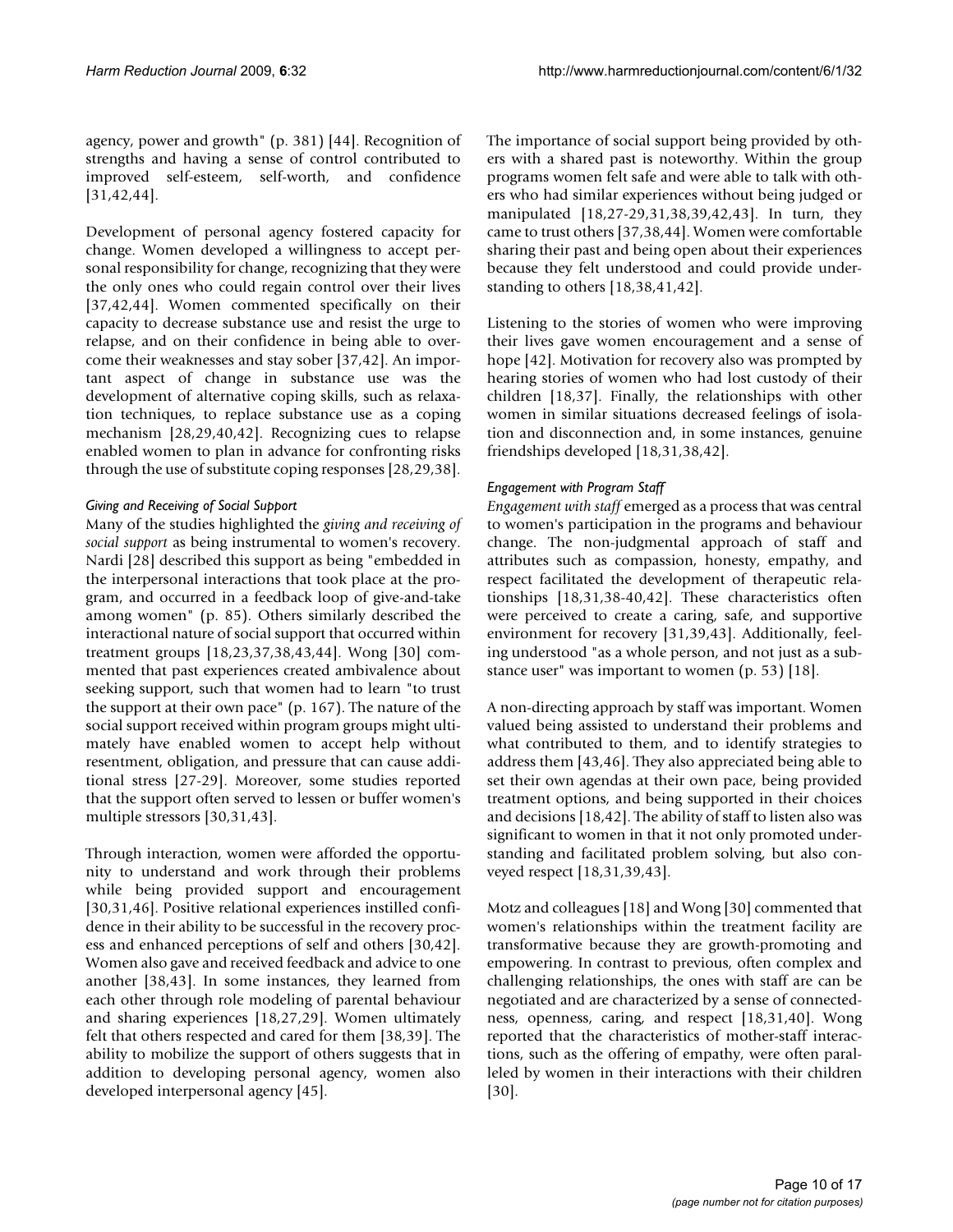agency, power and growth" (p. 381) [44]. Recognition of strengths and having a sense of control contributed to improved self-esteem, self-worth, and confidence [31,42,44].

Development of personal agency fostered capacity for change. Women developed a willingness to accept personal responsibility for change, recognizing that they were the only ones who could regain control over their lives [37,42,44]. Women commented specifically on their capacity to decrease substance use and resist the urge to relapse, and on their confidence in being able to overcome their weaknesses and stay sober [37,42]. An important aspect of change in substance use was the development of alternative coping skills, such as relaxation techniques, to replace substance use as a coping mechanism [28,29,40,42]. Recognizing cues to relapse enabled women to plan in advance for confronting risks through the use of substitute coping responses [28,29,38].

### *Giving and Receiving of Social Support*

Many of the studies highlighted the *giving and receiving of social support* as being instrumental to women's recovery. Nardi [28] described this support as being "embedded in the interpersonal interactions that took place at the program, and occurred in a feedback loop of give-and-take among women" (p. 85). Others similarly described the interactional nature of social support that occurred within treatment groups [18,23,37,38,43,44]. Wong [30] commented that past experiences created ambivalence about seeking support, such that women had to learn "to trust the support at their own pace" (p. 167). The nature of the social support received within program groups might ultimately have enabled women to accept help without resentment, obligation, and pressure that can cause additional stress [27-29]. Moreover, some studies reported that the support often served to lessen or buffer women's multiple stressors [30,31,43].

Through interaction, women were afforded the opportunity to understand and work through their problems while being provided support and encouragement [30,31,46]. Positive relational experiences instilled confidence in their ability to be successful in the recovery process and enhanced perceptions of self and others [30,42]. Women also gave and received feedback and advice to one another [38,43]. In some instances, they learned from each other through role modeling of parental behaviour and sharing experiences [18,27,29]. Women ultimately felt that others respected and cared for them [38,39]. The ability to mobilize the support of others suggests that in addition to developing personal agency, women also developed interpersonal agency [45].

The importance of social support being provided by others with a shared past is noteworthy. Within the group programs women felt safe and were able to talk with others who had similar experiences without being judged or manipulated [18,27-29,31,38,39,42,43]. In turn, they came to trust others [37,38,44]. Women were comfortable sharing their past and being open about their experiences because they felt understood and could provide understanding to others [18,38,41,42].

Listening to the stories of women who were improving their lives gave women encouragement and a sense of hope [42]. Motivation for recovery also was prompted by hearing stories of women who had lost custody of their children [18,37]. Finally, the relationships with other women in similar situations decreased feelings of isolation and disconnection and, in some instances, genuine friendships developed [18,31,38,42].

### *Engagement with Program Staff*

*Engagement with staff* emerged as a process that was central to women's participation in the programs and behaviour change. The non-judgmental approach of staff and attributes such as compassion, honesty, empathy, and respect facilitated the development of therapeutic relationships [18,31,38-40,42]. These characteristics often were perceived to create a caring, safe, and supportive environment for recovery [31,39,43]. Additionally, feeling understood "as a whole person, and not just as a substance user" was important to women (p. 53) [18].

A non-directing approach by staff was important. Women valued being assisted to understand their problems and what contributed to them, and to identify strategies to address them [43,46]. They also appreciated being able to set their own agendas at their own pace, being provided treatment options, and being supported in their choices and decisions [18,42]. The ability of staff to listen also was significant to women in that it not only promoted understanding and facilitated problem solving, but also conveyed respect [18,31,39,43].

Motz and colleagues [18] and Wong [30] commented that women's relationships within the treatment facility are transformative because they are growth-promoting and empowering. In contrast to previous, often complex and challenging relationships, the ones with staff are can be negotiated and are characterized by a sense of connectedness, openness, caring, and respect [18,31,40]. Wong reported that the characteristics of mother-staff interactions, such as the offering of empathy, were often paralleled by women in their interactions with their children [30].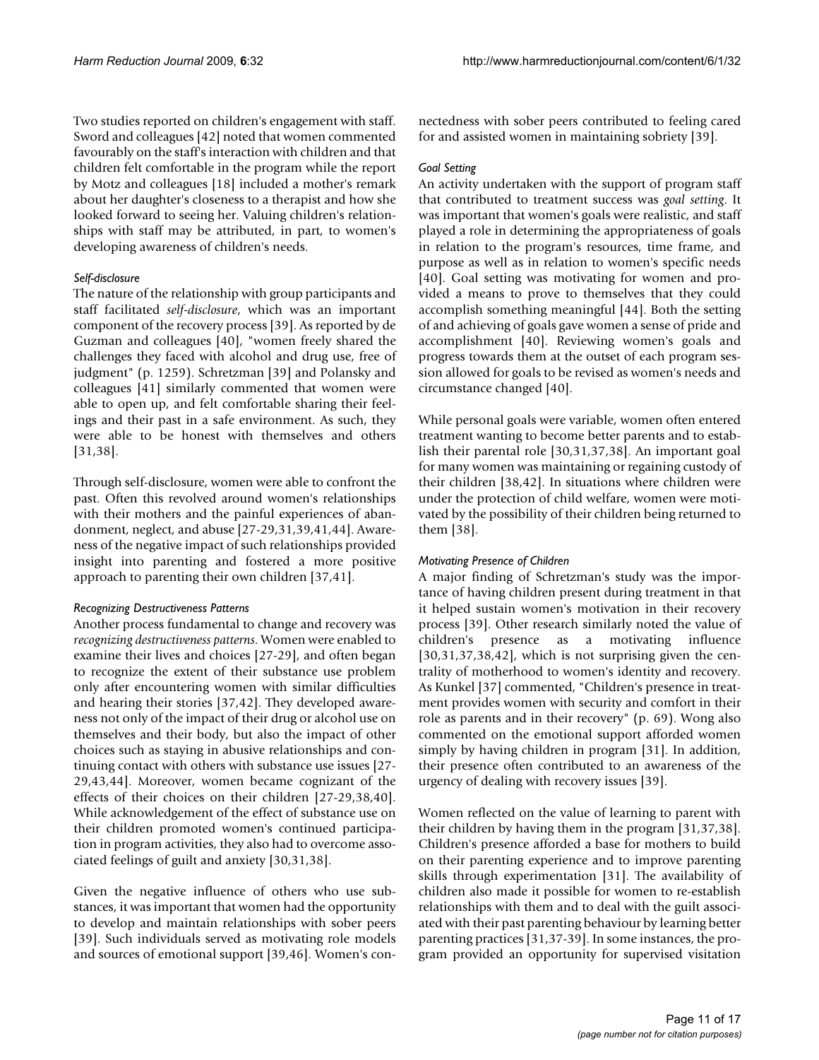Two studies reported on children's engagement with staff. Sword and colleagues [42] noted that women commented favourably on the staff's interaction with children and that children felt comfortable in the program while the report by Motz and colleagues [18] included a mother's remark about her daughter's closeness to a therapist and how she looked forward to seeing her. Valuing children's relationships with staff may be attributed, in part, to women's developing awareness of children's needs.

#### *Self-disclosure*

The nature of the relationship with group participants and staff facilitated *self-disclosure*, which was an important component of the recovery process [39]. As reported by de Guzman and colleagues [40], "women freely shared the challenges they faced with alcohol and drug use, free of judgment" (p. 1259). Schretzman [39] and Polansky and colleagues [41] similarly commented that women were able to open up, and felt comfortable sharing their feelings and their past in a safe environment. As such, they were able to be honest with themselves and others [31,38].

Through self-disclosure, women were able to confront the past. Often this revolved around women's relationships with their mothers and the painful experiences of abandonment, neglect, and abuse [27-29,31,39,41,44]. Awareness of the negative impact of such relationships provided insight into parenting and fostered a more positive approach to parenting their own children [37,41].

#### *Recognizing Destructiveness Patterns*

Another process fundamental to change and recovery was *recognizing destructiveness patterns*. Women were enabled to examine their lives and choices [27-29], and often began to recognize the extent of their substance use problem only after encountering women with similar difficulties and hearing their stories [37,42]. They developed awareness not only of the impact of their drug or alcohol use on themselves and their body, but also the impact of other choices such as staying in abusive relationships and continuing contact with others with substance use issues [27-29,43,44]. Moreover, women became cognizant of the effects of their choices on their children [27-29,38,40]. While acknowledgement of the effect of substance use on their children promoted women's continued participation in program activities, they also had to overcome associated feelings of guilt and anxiety [30,31,38].

Given the negative influence of others who use substances, it was important that women had the opportunity to develop and maintain relationships with sober peers [39]. Such individuals served as motivating role models and sources of emotional support [39,46]. Women's connectedness with sober peers contributed to feeling cared for and assisted women in maintaining sobriety [39].

#### *Goal Setting*

An activity undertaken with the support of program staff that contributed to treatment success was *goal setting*. It was important that women's goals were realistic, and staff played a role in determining the appropriateness of goals in relation to the program's resources, time frame, and purpose as well as in relation to women's specific needs [40]. Goal setting was motivating for women and provided a means to prove to themselves that they could accomplish something meaningful [44]. Both the setting of and achieving of goals gave women a sense of pride and accomplishment [40]. Reviewing women's goals and progress towards them at the outset of each program session allowed for goals to be revised as women's needs and circumstance changed [40].

While personal goals were variable, women often entered treatment wanting to become better parents and to establish their parental role [30,31,37,38]. An important goal for many women was maintaining or regaining custody of their children [38,42]. In situations where children were under the protection of child welfare, women were motivated by the possibility of their children being returned to them [38].

#### *Motivating Presence of Children*

A major finding of Schretzman's study was the importance of having children present during treatment in that it helped sustain women's motivation in their recovery process [39]. Other research similarly noted the value of children's presence as a motivating influence [30,31,37,38,42], which is not surprising given the centrality of motherhood to women's identity and recovery. As Kunkel [37] commented, "Children's presence in treatment provides women with security and comfort in their role as parents and in their recovery" (p. 69). Wong also commented on the emotional support afforded women simply by having children in program [31]. In addition, their presence often contributed to an awareness of the urgency of dealing with recovery issues [39].

Women reflected on the value of learning to parent with their children by having them in the program [31,37,38]. Children's presence afforded a base for mothers to build on their parenting experience and to improve parenting skills through experimentation [31]. The availability of children also made it possible for women to re-establish relationships with them and to deal with the guilt associated with their past parenting behaviour by learning better parenting practices [31,37-39]. In some instances, the program provided an opportunity for supervised visitation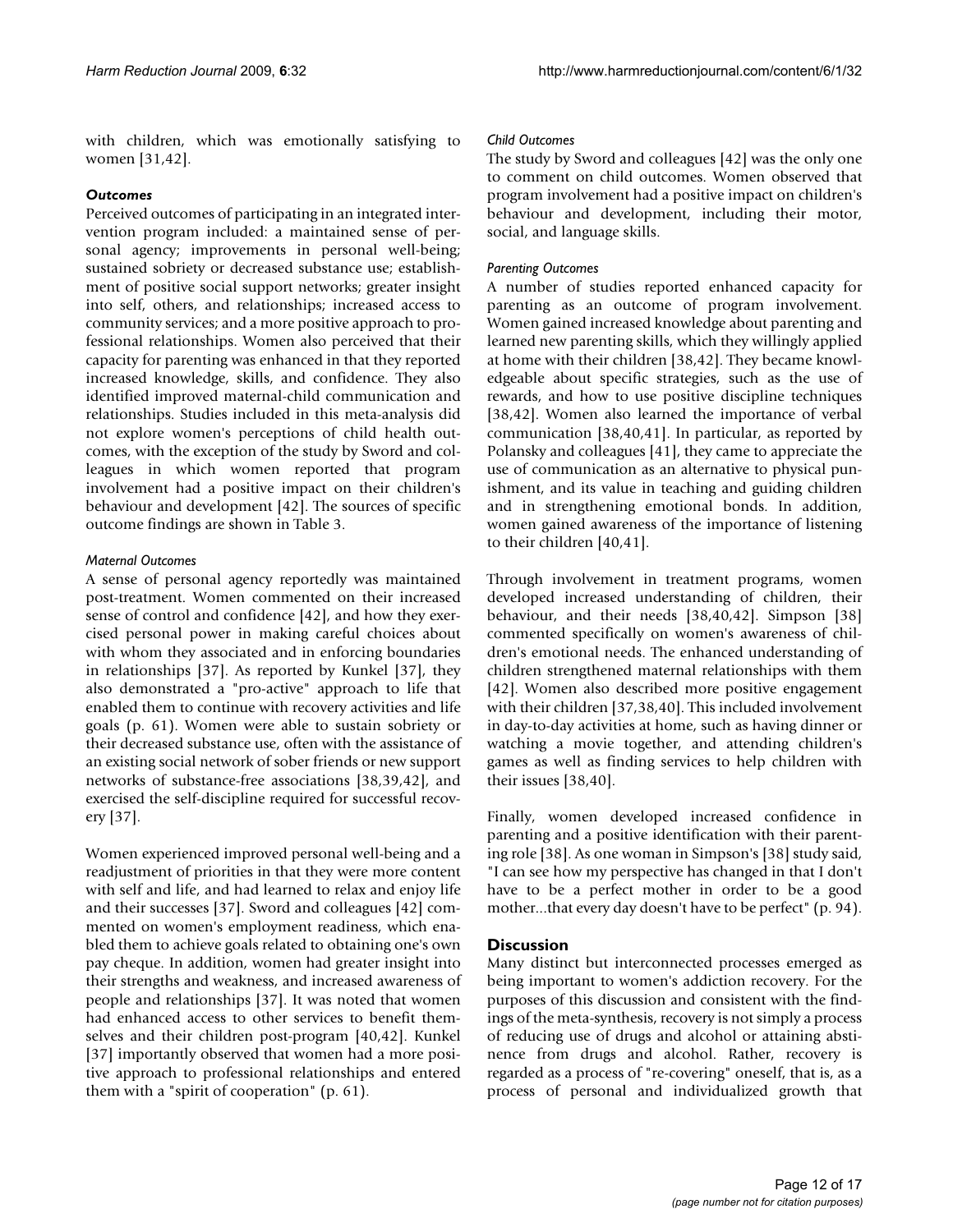with children, which was emotionally satisfying to women [31,42].

### *Outcomes*

Perceived outcomes of participating in an integrated intervention program included: a maintained sense of personal agency; improvements in personal well-being; sustained sobriety or decreased substance use; establishment of positive social support networks; greater insight into self, others, and relationships; increased access to community services; and a more positive approach to professional relationships. Women also perceived that their capacity for parenting was enhanced in that they reported increased knowledge, skills, and confidence. They also identified improved maternal-child communication and relationships. Studies included in this meta-analysis did not explore women's perceptions of child health outcomes, with the exception of the study by Sword and colleagues in which women reported that program involvement had a positive impact on their children's behaviour and development [42]. The sources of specific outcome findings are shown in Table 3.

#### *Maternal Outcomes*

A sense of personal agency reportedly was maintained post-treatment. Women commented on their increased sense of control and confidence [42], and how they exercised personal power in making careful choices about with whom they associated and in enforcing boundaries in relationships [37]. As reported by Kunkel [37], they also demonstrated a "pro-active" approach to life that enabled them to continue with recovery activities and life goals (p. 61). Women were able to sustain sobriety or their decreased substance use, often with the assistance of an existing social network of sober friends or new support networks of substance-free associations [38,39,42], and exercised the self-discipline required for successful recovery [37].

Women experienced improved personal well-being and a readjustment of priorities in that they were more content with self and life, and had learned to relax and enjoy life and their successes [37]. Sword and colleagues [42] commented on women's employment readiness, which enabled them to achieve goals related to obtaining one's own pay cheque. In addition, women had greater insight into their strengths and weakness, and increased awareness of people and relationships [37]. It was noted that women had enhanced access to other services to benefit themselves and their children post-program [40,42]. Kunkel [37] importantly observed that women had a more positive approach to professional relationships and entered them with a "spirit of cooperation" (p. 61).

#### *Child Outcomes*

The study by Sword and colleagues [42] was the only one to comment on child outcomes. Women observed that program involvement had a positive impact on children's behaviour and development, including their motor, social, and language skills.

#### *Parenting Outcomes*

A number of studies reported enhanced capacity for parenting as an outcome of program involvement. Women gained increased knowledge about parenting and learned new parenting skills, which they willingly applied at home with their children [38,42]. They became knowledgeable about specific strategies, such as the use of rewards, and how to use positive discipline techniques [38,42]. Women also learned the importance of verbal communication [38,40,41]. In particular, as reported by Polansky and colleagues [41], they came to appreciate the use of communication as an alternative to physical punishment, and its value in teaching and guiding children and in strengthening emotional bonds. In addition, women gained awareness of the importance of listening to their children [40,41].

Through involvement in treatment programs, women developed increased understanding of children, their behaviour, and their needs [38,40,42]. Simpson [38] commented specifically on women's awareness of children's emotional needs. The enhanced understanding of children strengthened maternal relationships with them [42]. Women also described more positive engagement with their children [37,38,40]. This included involvement in day-to-day activities at home, such as having dinner or watching a movie together, and attending children's games as well as finding services to help children with their issues [38,40].

Finally, women developed increased confidence in parenting and a positive identification with their parenting role [38]. As one woman in Simpson's [38] study said, "I can see how my perspective has changed in that I don't have to be a perfect mother in order to be a good mother...that every day doesn't have to be perfect" (p. 94).

## Discussion

Many distinct but interconnected processes emerged as being important to women's addiction recovery. For the purposes of this discussion and consistent with the findings of the meta-synthesis, recovery is not simply a process of reducing use of drugs and alcohol or attaining abstinence from drugs and alcohol. Rather, recovery is regarded as a process of "re-covering" oneself, that is, as a process of personal and individualized growth that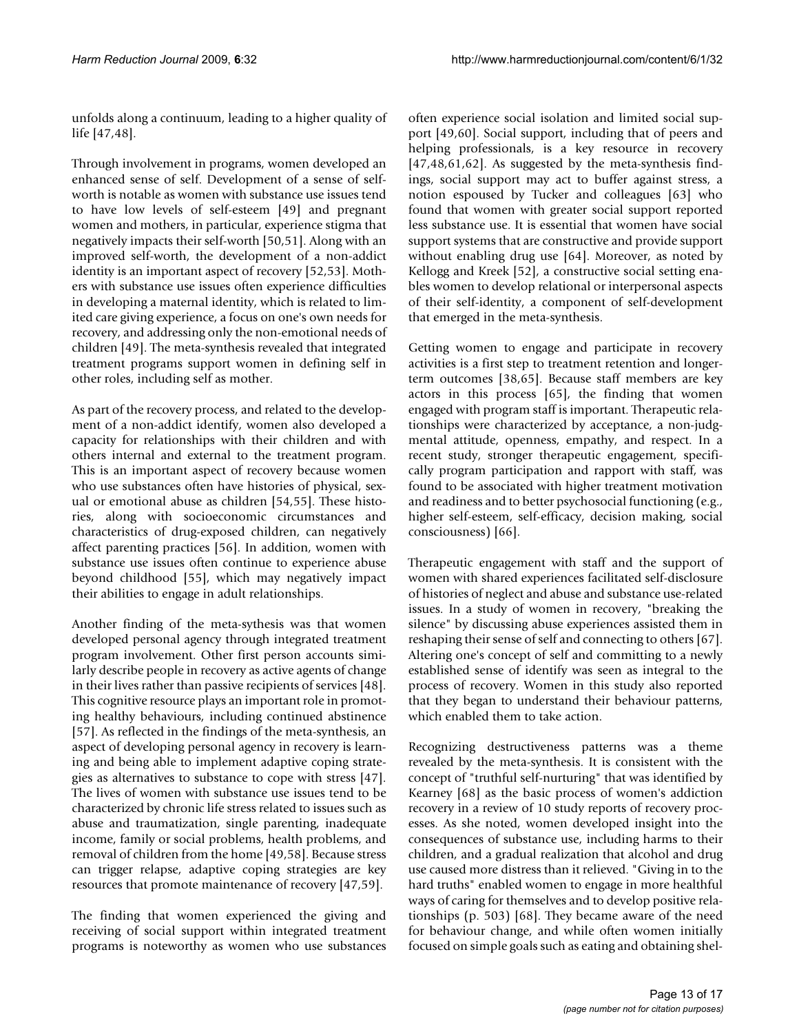unfolds along a continuum, leading to a higher quality of life [47,48].

Through involvement in programs, women developed an enhanced sense of self. Development of a sense of self-worth is notable as women with substance use issues tend to have low levels of self-esteem [49] and pregnant women and mothers, in particular, experience stigma that negatively impacts their self-worth [50,51]. Along with an improved self-worth, the development of a non-addict identity is an important aspect of recovery [52,53]. Mothers with substance use issues often experience difficulties in developing a maternal identity, which is related to limited care giving experience, a focus on one's own needs for recovery, and addressing only the non-emotional needs of children [49]. The meta-synthesis revealed that integrated treatment programs support women in defining self in other roles, including self as mother.

As part of the recovery process, and related to the development of a non-addict identify, women also developed a capacity for relationships with their children and with others internal and external to the treatment program. This is an important aspect of recovery because women who use substances often have histories of physical, sexual or emotional abuse as children [54,55]. These histories, along with socioeconomic circumstances and characteristics of drug-exposed children, can negatively affect parenting practices [56]. In addition, women with substance use issues often continue to experience abuse beyond childhood [55], which may negatively impact their abilities to engage in adult relationships.

Another finding of the meta-sythesis was that women developed personal agency through integrated treatment program involvement. Other first person accounts similarly describe people in recovery as active agents of change in their lives rather than passive recipients of services [48]. This cognitive resource plays an important role in promoting healthy behaviours, including continued abstinence [57]. As reflected in the findings of the meta-synthesis, an aspect of developing personal agency in recovery is learning and being able to implement adaptive coping strategies as alternatives to substance to cope with stress [47]. The lives of women with substance use issues tend to be characterized by chronic life stress related to issues such as abuse and traumatization, single parenting, inadequate income, family or social problems, health problems, and removal of children from the home [49,58]. Because stress can trigger relapse, adaptive coping strategies are key resources that promote maintenance of recovery [47,59].

The finding that women experienced the giving and receiving of social support within integrated treatment programs is noteworthy as women who use substances often experience social isolation and limited social support [49,60]. Social support, including that of peers and helping professionals, is a key resource in recovery [47,48,61,62]. As suggested by the meta-synthesis findings, social support may act to buffer against stress, a notion espoused by Tucker and colleagues [63] who found that women with greater social support reported less substance use. It is essential that women have social support systems that are constructive and provide support without enabling drug use [64]. Moreover, as noted by Kellogg and Kreek [52], a constructive social setting enables women to develop relational or interpersonal aspects of their self-identity, a component of self-development that emerged in the meta-synthesis.

Getting women to engage and participate in recovery activities is a first step to treatment retention and longer-term outcomes [38,65]. Because staff members are key actors in this process [65], the finding that women engaged with program staff is important. Therapeutic relationships were characterized by acceptance, a non-judgmental attitude, openness, empathy, and respect. In a recent study, stronger therapeutic engagement, specifically program participation and rapport with staff, was found to be associated with higher treatment motivation and readiness and to better psychosocial functioning (e.g., higher self-esteem, self-efficacy, decision making, social consciousness) [66].

Therapeutic engagement with staff and the support of women with shared experiences facilitated self-disclosure of histories of neglect and abuse and substance use-related issues. In a study of women in recovery, "breaking the silence" by discussing abuse experiences assisted them in reshaping their sense of self and connecting to others [67]. Altering one's concept of self and committing to a newly established sense of identify was seen as integral to the process of recovery. Women in this study also reported that they began to understand their behaviour patterns, which enabled them to take action.

Recognizing destructiveness patterns was a theme revealed by the meta-synthesis. It is consistent with the concept of "truthful self-nurturing" that was identified by Kearney [68] as the basic process of women's addiction recovery in a review of 10 study reports of recovery processes. As she noted, women developed insight into the consequences of substance use, including harms to their children, and a gradual realization that alcohol and drug use caused more distress than it relieved. "Giving in to the hard truths" enabled women to engage in more healthful ways of caring for themselves and to develop positive relationships (p. 503) [68]. They became aware of the need for behaviour change, and while often women initially focused on simple goals such as eating and obtaining shel-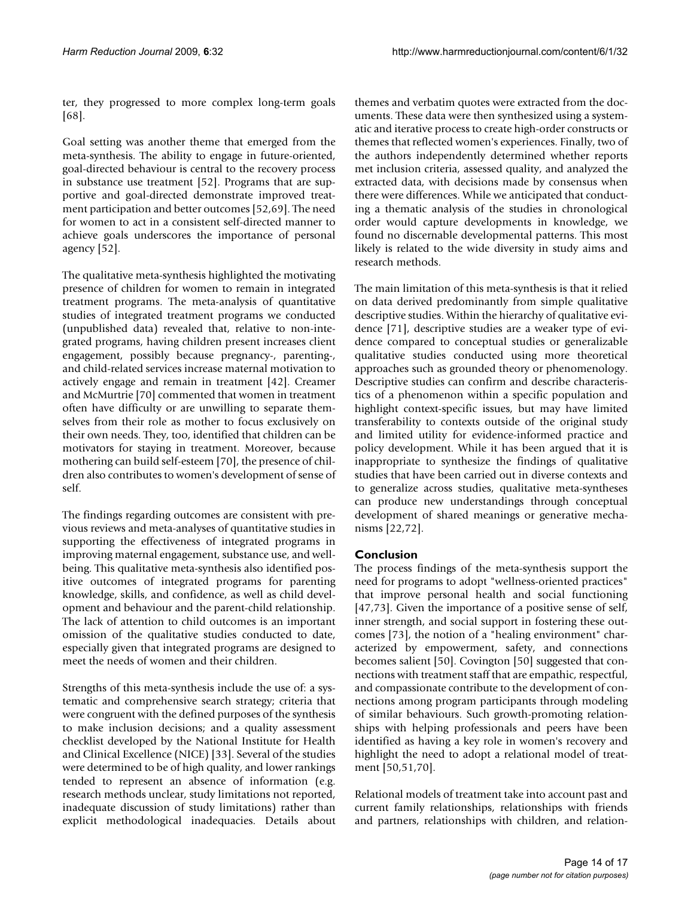ter, they progressed to more complex long-term goals [68].

Goal setting was another theme that emerged from the meta-synthesis. The ability to engage in future-oriented, goal-directed behaviour is central to the recovery process in substance use treatment [52]. Programs that are supportive and goal-directed demonstrate improved treatment participation and better outcomes [52,69]. The need for women to act in a consistent self-directed manner to achieve goals underscores the importance of personal agency [52].

The qualitative meta-synthesis highlighted the motivating presence of children for women to remain in integrated treatment programs. The meta-analysis of quantitative studies of integrated treatment programs we conducted (unpublished data) revealed that, relative to non-integrated programs, having children present increases client engagement, possibly because pregnancy-, parenting-, and child-related services increase maternal motivation to actively engage and remain in treatment [42]. Creamer and McMurtrie [70] commented that women in treatment often have difficulty or are unwilling to separate themselves from their role as mother to focus exclusively on their own needs. They, too, identified that children can be motivators for staying in treatment. Moreover, because mothering can build self-esteem [70], the presence of children also contributes to women's development of sense of self.

The findings regarding outcomes are consistent with previous reviews and meta-analyses of quantitative studies in supporting the effectiveness of integrated programs in improving maternal engagement, substance use, and well-being. This qualitative meta-synthesis also identified positive outcomes of integrated programs for parenting knowledge, skills, and confidence, as well as child development and behaviour and the parent-child relationship. The lack of attention to child outcomes is an important omission of the qualitative studies conducted to date, especially given that integrated programs are designed to meet the needs of women and their children.

Strengths of this meta-synthesis include the use of: a systematic and comprehensive search strategy; criteria that were congruent with the defined purposes of the synthesis to make inclusion decisions; and a quality assessment checklist developed by the National Institute for Health and Clinical Excellence (NICE) [33]. Several of the studies were determined to be of high quality, and lower rankings tended to represent an absence of information (e.g. research methods unclear, study limitations not reported, inadequate discussion of study limitations) rather than explicit methodological inadequacies. Details about themes and verbatim quotes were extracted from the documents. These data were then synthesized using a systematic and iterative process to create high-order constructs or themes that reflected women's experiences. Finally, two of the authors independently determined whether reports met inclusion criteria, assessed quality, and analyzed the extracted data, with decisions made by consensus when there were differences. While we anticipated that conducting a thematic analysis of the studies in chronological order would capture developments in knowledge, we found no discernable developmental patterns. This most likely is related to the wide diversity in study aims and research methods.

The main limitation of this meta-synthesis is that it relied on data derived predominantly from simple qualitative descriptive studies. Within the hierarchy of qualitative evidence [71], descriptive studies are a weaker type of evidence compared to conceptual studies or generalizable qualitative studies conducted using more theoretical approaches such as grounded theory or phenomenology. Descriptive studies can confirm and describe characteristics of a phenomenon within a specific population and highlight context-specific issues, but may have limited transferability to contexts outside of the original study and limited utility for evidence-informed practice and policy development. While it has been argued that it is inappropriate to synthesize the findings of qualitative studies that have been carried out in diverse contexts and to generalize across studies, qualitative meta-syntheses can produce new understandings through conceptual development of shared meanings or generative mechanisms [22,72].

## Conclusion

The process findings of the meta-synthesis support the need for programs to adopt "wellness-oriented practices" that improve personal health and social functioning [47,73]. Given the importance of a positive sense of self, inner strength, and social support in fostering these outcomes [73], the notion of a "healing environment" characterized by empowerment, safety, and connections becomes salient [50]. Covington [50] suggested that connections with treatment staff that are empathic, respectful, and compassionate contribute to the development of connections among program participants through modeling of similar behaviours. Such growth-promoting relationships with helping professionals and peers have been identified as having a key role in women's recovery and highlight the need to adopt a relational model of treatment [50,51,70].

Relational models of treatment take into account past and current family relationships, relationships with friends and partners, relationships with children, and relation-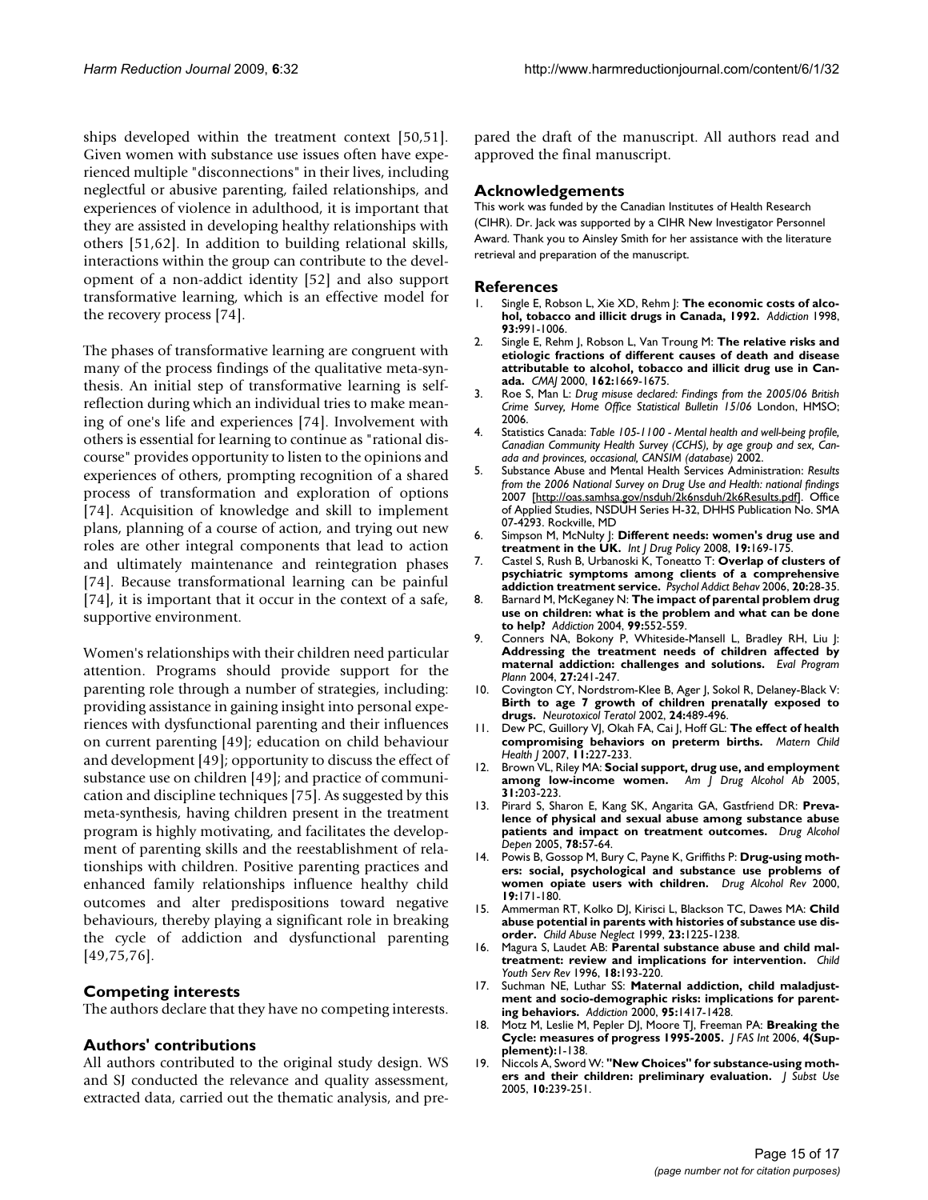ships developed within the treatment context [50,51]. Given women with substance use issues often have experienced multiple "disconnections" in their lives, including neglectful or abusive parenting, failed relationships, and experiences of violence in adulthood, it is important that they are assisted in developing healthy relationships with others [51,62]. In addition to building relational skills, interactions within the group can contribute to the development of a non-addict identity [52] and also support transformative learning, which is an effective model for the recovery process [74].

The phases of transformative learning are congruent with many of the process findings of the qualitative meta-synthesis. An initial step of transformative learning is self-reflection during which an individual tries to make meaning of one's life and experiences [74]. Involvement with others is essential for learning to continue as "rational discourse" provides opportunity to listen to the opinions and experiences of others, prompting recognition of a shared process of transformation and exploration of options [74]. Acquisition of knowledge and skill to implement plans, planning of a course of action, and trying out new roles are other integral components that lead to action and ultimately maintenance and reintegration phases [74]. Because transformational learning can be painful [74], it is important that it occur in the context of a safe, supportive environment.

Women's relationships with their children need particular attention. Programs should provide support for the parenting role through a number of strategies, including: providing assistance in gaining insight into personal experiences with dysfunctional parenting and their influences on current parenting [49]; education on child behaviour and development [49]; opportunity to discuss the effect of substance use on children [49]; and practice of communication and discipline techniques [75]. As suggested by this meta-synthesis, having children present in the treatment program is highly motivating, and facilitates the development of parenting skills and the reestablishment of relationships with children. Positive parenting practices and enhanced family relationships influence healthy child outcomes and alter predispositions toward negative behaviours, thereby playing a significant role in breaking the cycle of addiction and dysfunctional parenting [49,75,76].

## Competing interests

The authors declare that they have no competing interests.

## Authors' contributions

All authors contributed to the original study design. WS and SJ conducted the relevance and quality assessment, extracted data, carried out the thematic analysis, and prepared the draft of the manuscript. All authors read and approved the final manuscript.

## Acknowledgements

This work was funded by the Canadian Institutes of Health Research (CIHR). Dr. Jack was supported by a CIHR New Investigator Personnel Award. Thank you to Ainsley Smith for her assistance with the literature retrieval and preparation of the manuscript.

## References

1. Single E, Robson L, Xie XD, Rehm J: **The economic costs of alcohol, tobacco and illicit drugs in Canada, 1992.** *Addiction* 1998, **93:**991-1006.
2. Single E, Rehm J, Robson L, Van Troung M: **The relative risks and etiologic fractions of different causes of death and disease attributable to alcohol, tobacco and illicit drug use in Canada.** *CMAJ* 2000, **162:**1669-1675.
3. Roe S, Man L: *Drug misuse declared: Findings from the 2005/06 British Crime Survey, Home Office Statistical Bulletin 15/06* London, HMSO; 2006.
4. Statistics Canada: *Table 105-1100 - Mental health and well-being profile, Canadian Community Health Survey (CCHS), by age group and sex, Canada and provinces, occasional, CANSIM (database)* 2002.
5. Substance Abuse and Mental Health Services Administration: *Results from the 2006 National Survey on Drug Use and Health: national findings* 2007 [http://oas.samhsa.gov/nsduh/2k6nsduh/2k6Results.pdf]. Office of Applied Studies, NSDUH Series H-32, DHHS Publication No. SMA 07-4293. Rockville, MD
6. Simpson M, McNulty J: **Different needs: women's drug use and treatment in the UK.** *Int J Drug Policy* 2008, **19:**169-175.
7. Castel S, Rush B, Urbanoski K, Toneatto T: **Overlap of clusters of psychiatric symptoms among clients of a comprehensive addiction treatment service.** *Psychol Addict Behav* 2006, **20:**28-35.
8. Barnard M, McKeganey N: **The impact of parental problem drug use on children: what is the problem and what can be done to help?** *Addiction* 2004, **99:**552-559.
9. Conners NA, Bokony P, Whiteside-Mansell L, Bradley RH, Liu J: **Addressing the treatment needs of children affected by maternal addiction: challenges and solutions.** *Eval Program Plann* 2004, **27:**241-247.
10. Covington CY, Nordstrom-Klee B, Ager J, Sokol R, Delaney-Black V: **Birth to age 7 growth of children prenatally exposed to drugs.** *Neurotoxicol Teratol* 2002, **24:**489-496.
11. Dew PC, Guillory VJ, Okah FA, Cai J, Hoff GL: **The effect of health compromising behaviors on preterm births.** *Matern Child Health J* 2007, **11:**227-233.
12. Brown VL, Riley MA: **Social support, drug use, and employment among low-income women.** *Am J Drug Alcohol Ab* 2005, **31:**203-223.
13. Pirard S, Sharon E, Kang SK, Angarita GA, Gastfriend DR: **Prevalence of physical and sexual abuse among substance abuse patients and impact on treatment outcomes.** *Drug Alcohol Depen* 2005, **78:**57-64.
14. Powis B, Gossop M, Bury C, Payne K, Griffiths P: **Drug-using mothers: social, psychological and substance use problems of women opiate users with children.** *Drug Alcohol Rev* 2000, **19:**171-180.
15. Ammerman RT, Kolko DJ, Kirisci L, Blackson TC, Dawes MA: **Child abuse potential in parents with histories of substance use disorder.** *Child Abuse Neglect* 1999, **23:**1225-1238.
16. Magura S, Laudet AB: **Parental substance abuse and child maltreatment: review and implications for intervention.** *Child Youth Serv Rev* 1996, **18:**193-220.
17. Suchman NE, Luthar SS: **Maternal addiction, child maladjustment and socio-demographic risks: implications for parenting behaviors.** *Addiction* 2000, **95:**1417-1428.
18. Motz M, Leslie M, Pepler DJ, Moore TJ, Freeman PA: **Breaking the Cycle: measures of progress 1995-2005.** *J FAS Int* 2006, **4(Supplement):**1-138.
19. Niccols A, Sword W: **"New Choices" for substance-using mothers and their children: preliminary evaluation.** *J Subst Use* 2005, **10:**239-251.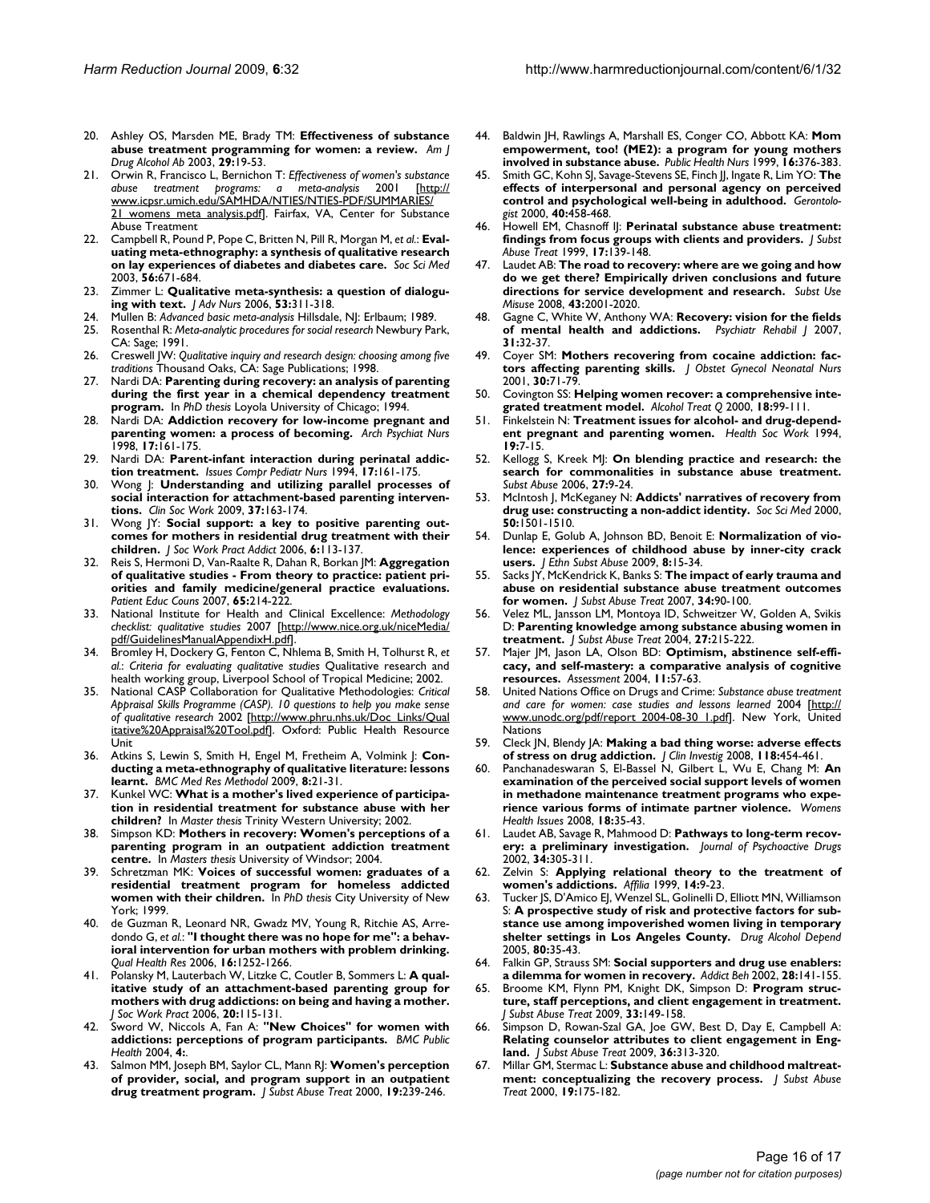20. Ashley OS, Marsden ME, Brady TM: **Effectiveness of substance abuse treatment programming for women: a review.** *Am J Drug Alcohol Ab* 2003, **29:**19-53.
21. Orwin R, Francisco L, Bernichon T: *Effectiveness of women's substance abuse treatment programs: a meta-analysis* 2001 [http://www.icpsr.umich.edu/SAMHDA/NTIES/NTIES-PDF/SUMMARIES/21_womens_meta_analysis.pdf]. Fairfax, VA, Center for Substance Abuse Treatment
22. Campbell R, Pound P, Pope C, Britten N, Pill R, Morgan M, *et al.*: **Evaluating meta-ethnography: a synthesis of qualitative research on lay experiences of diabetes and diabetes care.** *Soc Sci Med* 2003, **56:**671-684.
23. Zimmer L: **Qualitative meta-synthesis: a question of dialoguing with text.** *J Adv Nurs* 2006, **53:**311-318.
24. Mullen B: *Advanced basic meta-analysis* Hillsdale, NJ: Erlbaum; 1989.
25. Rosenthal R: *Meta-analytic procedures for social research* Newbury Park, CA: Sage; 1991.
26. Creswell JW: *Qualitative inquiry and research design: choosing among five traditions* Thousand Oaks, CA: Sage Publications; 1998.
27. Nardi DA: **Parenting during recovery: an analysis of parenting during the first year in a chemical dependency treatment program.** In *PhD thesis* Loyola University of Chicago; 1994.
28. Nardi DA: **Addiction recovery for low-income pregnant and parenting women: a process of becoming.** *Arch Psychiat Nurs* 1998, **17:**161-175.
29. Nardi DA: **Parent-infant interaction during perinatal addiction treatment.** *Issues Compr Pediatr Nurs* 1994, **17:**161-175.
30. Wong J: **Understanding and utilizing parallel processes of social interaction for attachment-based parenting interventions.** *Clin Soc Work* 2009, **37:**163-174.
31. Wong JY: **Social support: a key to positive parenting outcomes for mothers in residential drug treatment with their children.** *J Soc Work Pract Addict* 2006, **6:**113-137.
32. Reis S, Hermoni D, Van-Raalte R, Dahan R, Borkan JM: **Aggregation of qualitative studies - From theory to practice: patient priorities and family medicine/general practice evaluations.** *Patient Educ Couns* 2007, **65:**214-222.
33. National Institute for Health and Clinical Excellence: *Methodology checklist: qualitative studies* 2007 [http://www.nice.org.uk/niceMedia/pdf/GuidelinesManualAppendixH.pdf].
34. Bromley H, Dockery G, Fenton C, Nhlema B, Smith H, Tolhurst R, *et al.*: *Criteria for evaluating qualitative studies* Qualitative research and health working group, Liverpool School of Tropical Medicine; 2002.
35. National CASP Collaboration for Qualitative Methodologies: *Critical Appraisal Skills Programme (CASP). 10 questions to help you make sense of qualitative research* 2002 [http://www.phru.nhs.uk/Doc_Links/Qualitative%20Appraisal%20Tool.pdf]. Oxford: Public Health Resource Unit
36. Atkins S, Lewin S, Smith H, Engel M, Fretheim A, Volmink J: **Conducting a meta-ethnography of qualitative literature: lessons learnt.** *BMC Med Res Methodol* 2009, **8:**21-31.
37. Kunkel WC: **What is a mother's lived experience of participation in residential treatment for substance abuse with her children?** In *Master thesis* Trinity Western University; 2002.
38. Simpson KD: **Mothers in recovery: Women's perceptions of a parenting program in an outpatient addiction treatment centre.** In *Masters thesis* University of Windsor; 2004.
39. Schretzman MK: **Voices of successful women: graduates of a residential treatment program for homeless addicted women with their children.** In *PhD thesis* City University of New York; 1999.
40. de Guzman R, Leonard NR, Gwadz MV, Young R, Ritchie AS, Arredondo G, *et al.*: **"I thought there was no hope for me": a behavioral intervention for urban mothers with problem drinking.** *Qual Health Res* 2006, **16:**1252-1266.
41. Polansky M, Lauterbach W, Litzke C, Coutler B, Sommers L: **A qualitative study of an attachment-based parenting group for mothers with drug addictions: on being and having a mother.** *J Soc Work Pract* 2006, **20:**115-131.
42. Sword W, Niccols A, Fan A: **"New Choices" for women with addictions: perceptions of program participants.** *BMC Public Health* 2004, **4:**.
43. Salmon MM, Joseph BM, Saylor CL, Mann RJ: **Women's perception of provider, social, and program support in an outpatient drug treatment program.** *J Subst Abuse Treat* 2000, **19:**239-246.
44. Baldwin JH, Rawlings A, Marshall ES, Conger CO, Abbott KA: **Mom empowerment, too! (ME2): a program for young mothers involved in substance abuse.** *Public Health Nurs* 1999, **16:**376-383.
45. Smith GC, Kohn SJ, Savage-Stevens SE, Finch JJ, Ingate R, Lim YO: **The effects of interpersonal and personal agency on perceived control and psychological well-being in adulthood.** *Gerontologist* 2000, **40:**458-468.
46. Howell EM, Chasnoff IJ: **Perinatal substance abuse treatment: findings from focus groups with clients and providers.** *J Subst Abuse Treat* 1999, **17:**139-148.
47. Laudet AB: **The road to recovery: where are we going and how do we get there? Empirically driven conclusions and future directions for service development and research.** *Subst Use Misuse* 2008, **43:**2001-2020.
48. Gagne C, White W, Anthony WA: **Recovery: vision for the fields of mental health and addictions.** *Psychiatr Rehabil J* 2007, **31:**32-37.
49. Coyer SM: **Mothers recovering from cocaine addiction: factors affecting parenting skills.** *J Obstet Gynecol Neonatal Nurs* 2001, **30:**71-79.
50. Covington SS: **Helping women recover: a comprehensive integrated treatment model.** *Alcohol Treat Q* 2000, **18:**99-111.
51. Finkelstein N: **Treatment issues for alcohol- and drug-dependent pregnant and parenting women.** *Health Soc Work* 1994, **19:**7-15.
52. Kellogg S, Kreek MJ: **On blending practice and research: the search for commonalities in substance abuse treatment.** *Subst Abuse* 2006, **27:**9-24.
53. McIntosh J, McKeganey N: **Addicts' narratives of recovery from drug use: constructing a non-addict identity.** *Soc Sci Med* 2000, **50:**1501-1510.
54. Dunlap E, Golub A, Johnson BD, Benoit E: **Normalization of violence: experiences of childhood abuse by inner-city crack users.** *J Ethn Subst Abuse* 2009, **8:**15-34.
55. Sacks JY, McKendrick K, Banks S: **The impact of early trauma and abuse on residential substance abuse treatment outcomes for women.** *J Subst Abuse Treat* 2007, **34:**90-100.
56. Velez ML, Jansson LM, Montoya ID, Schweitzer W, Golden A, Svikis D: **Parenting knowledge among substance abusing women in treatment.** *J Subst Abuse Treat* 2004, **27:**215-222.
57. Majer JM, Jason LA, Olson BD: **Optimism, abstinence self-efficacy, and self-mastery: a comparative analysis of cognitive resources.** *Assessment* 2004, **11:**57-63.
58. United Nations Office on Drugs and Crime: *Substance abuse treatment and care for women: case studies and lessons learned* 2004 [http://www.unodc.org/pdf/report_2004-08-30_1.pdf]. New York, United Nations
59. Cleck JN, Blendy JA: **Making a bad thing worse: adverse effects of stress on drug addiction.** *J Clin Investig* 2008, **118:**454-461.
60. Panchanadeswaran S, El-Bassel N, Gilbert L, Wu E, Chang M: **An examination of the perceived social support levels of women in methadone maintenance treatment programs who experience various forms of intimate partner violence.** *Womens Health Issues* 2008, **18:**35-43.
61. Laudet AB, Savage R, Mahmood D: **Pathways to long-term recovery: a preliminary investigation.** *Journal of Psychoactive Drugs* 2002, **34:**305-311.
62. Zelvin S: **Applying relational theory to the treatment of women's addictions.** *Affilia* 1999, **14:**9-23.
63. Tucker JS, D'Amico EJ, Wenzel SL, Golinelli D, Elliott MN, Williamson S: **A prospective study of risk and protective factors for substance use among impoverished women living in temporary shelter settings in Los Angeles County.** *Drug Alcohol Depend* 2005, **80:**35-43.
64. Falkin GP, Strauss SM: **Social supporters and drug use enablers: a dilemma for women in recovery.** *Addict Beh* 2002, **28:**141-155.
65. Broome KM, Flynn PM, Knight DK, Simpson D: **Program structure, staff perceptions, and client engagement in treatment.** *J Subst Abuse Treat* 2009, **33:**149-158.
66. Simpson D, Rowan-Szal GA, Joe GW, Best D, Day E, Campbell A: **Relating counselor attributes to client engagement in England.** *J Subst Abuse Treat* 2009, **36:**313-320.
67. Millar GM, Stermac L: **Substance abuse and childhood maltreatment: conceptualizing the recovery process.** *J Subst Abuse Treat* 2000, **19:**175-182.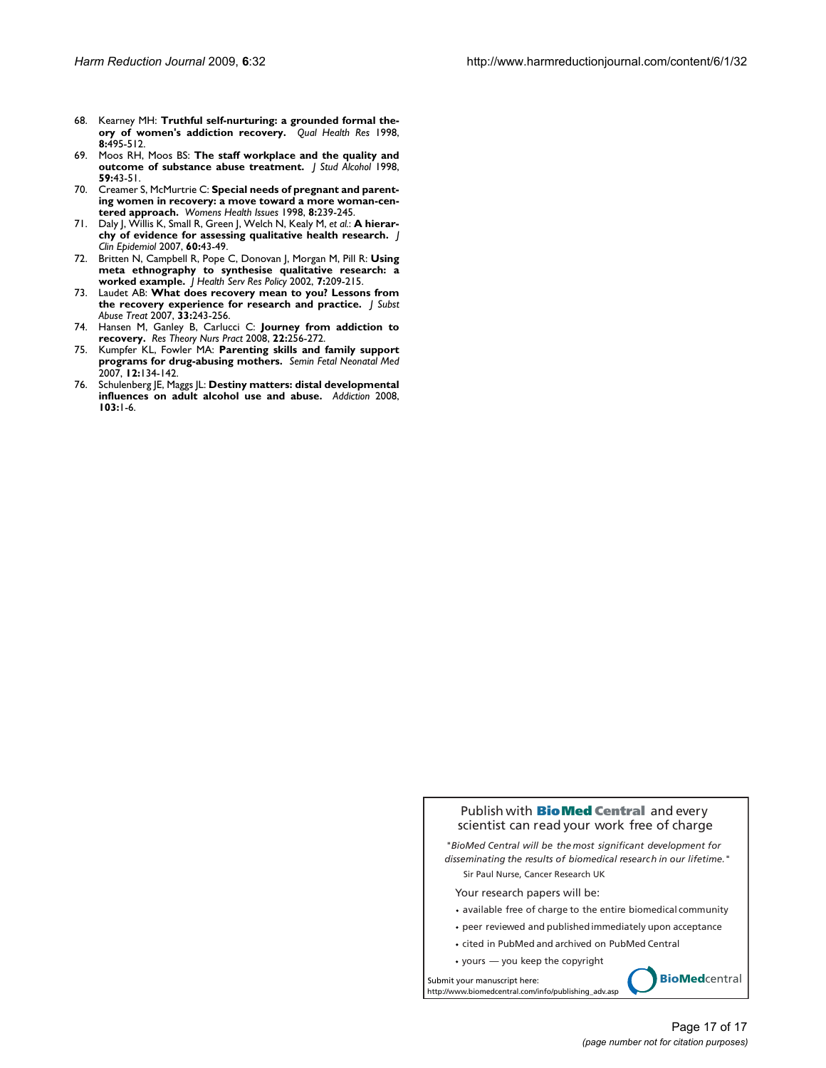68. Kearney MH: **Truthful self-nurturing: a grounded formal theory of women's addiction recovery.** *Qual Health Res* 1998, **8:**495-512.
69. Moos RH, Moos BS: **The staff workplace and the quality and outcome of substance abuse treatment.** *J Stud Alcohol* 1998, **59:**43-51.
70. Creamer S, McMurtrie C: **Special needs of pregnant and parenting women in recovery: a move toward a more woman-centered approach.** *Womens Health Issues* 1998, **8:**239-245.
71. Daly J, Willis K, Small R, Green J, Welch N, Kealy M, *et al.*: **A hierarchy of evidence for assessing qualitative health research.** *J Clin Epidemiol* 2007, **60:**43-49.
72. Britten N, Campbell R, Pope C, Donovan J, Morgan M, Pill R: **Using meta ethnography to synthesise qualitative research: a worked example.** *J Health Serv Res Policy* 2002, **7:**209-215.
73. Laudet AB: **What does recovery mean to you? Lessons from the recovery experience for research and practice.** *J Subst Abuse Treat* 2007, **33:**243-256.
74. Hansen M, Ganley B, Carlucci C: **Journey from addiction to recovery.** *Res Theory Nurs Pract* 2008, **22:**256-272.
75. Kumpfer KL, Fowler MA: **Parenting skills and family support programs for drug-abusing mothers.** *Semin Fetal Neonatal Med* 2007, **12:**134-142.
76. Schulenberg JE, Maggs JL: **Destiny matters: distal developmental influences on adult alcohol use and abuse.** *Addiction* 2008, **103:**1-6.

Publish with **BioMed Central** and every scientist can read your work free of charge

*"BioMed Central will be the most significant development for disseminating the results of biomedical research in our lifetime."*

Sir Paul Nurse, Cancer Research UK

Your research papers will be:

- available free of charge to the entire biomedical community
- peer reviewed and published immediately upon acceptance
- cited in PubMed and archived on PubMed Central
- yours — you keep the copyright

Submit your manuscript here:
http://www.biomedcentral.com/info/publishing_adv.asp

**BioMed**central